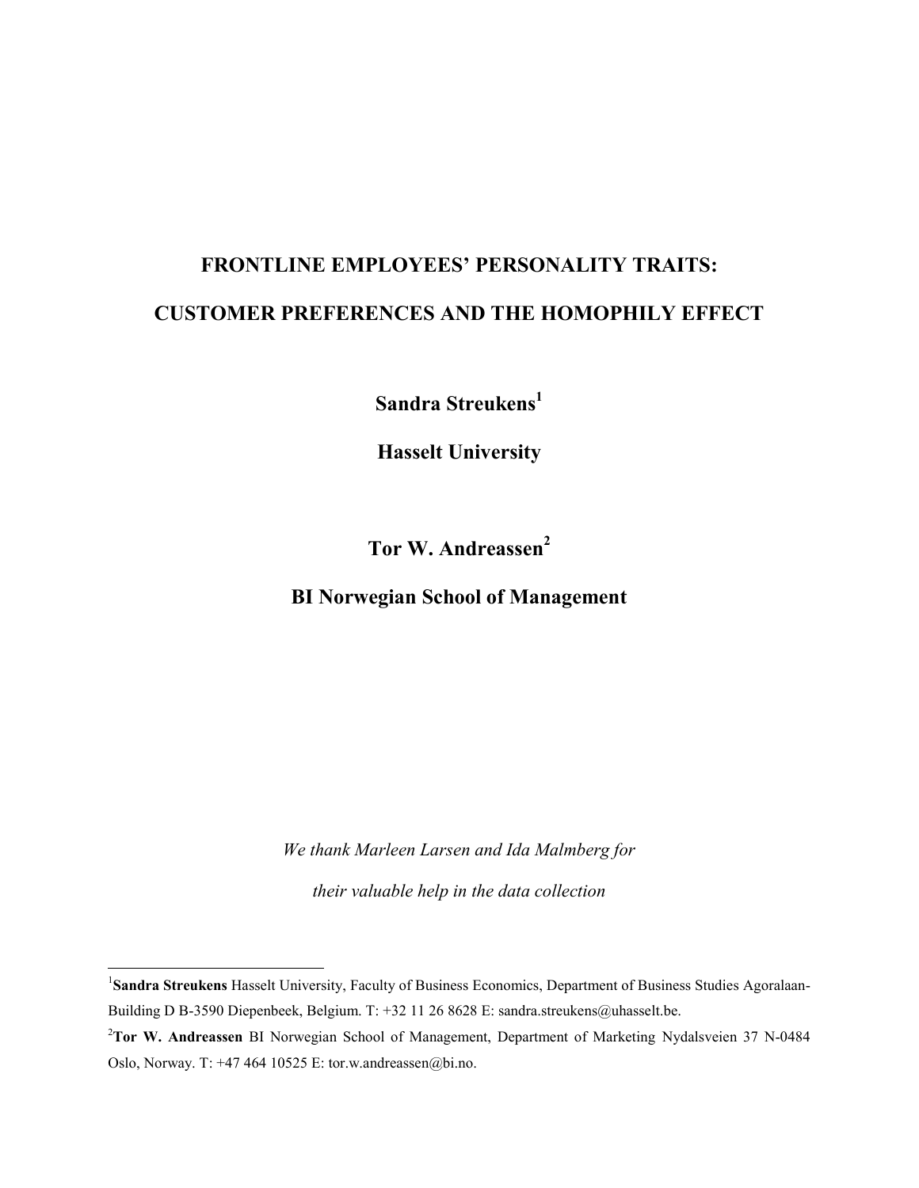# FRONTLINE EMPLOYEES' PERSONALITY TRAITS: CUSTOMER PREFERENCES AND THE HOMOPHILY EFFECT

**Sandra Streukens[1]**

**Hasselt University**

**Tor W. Andreassen[2]**

**BI Norwegian School of Management**

*We thank Marleen Larsen and Ida Malmberg for their valuable help in the data collection*

---

[1]**Sandra Streukens** Hasselt University, Faculty of Business Economics, Department of Business Studies Agoralaan-Building D B-3590 Diepenbeek, Belgium. T: +32 11 26 8628 E: sandra.streukens@uhasselt.be.

[2]**Tor W. Andreassen** BI Norwegian School of Management, Department of Marketing Nydalsveien 37 N-0484 Oslo, Norway. T: +47 464 10525 E: tor.w.andreassen@bi.no.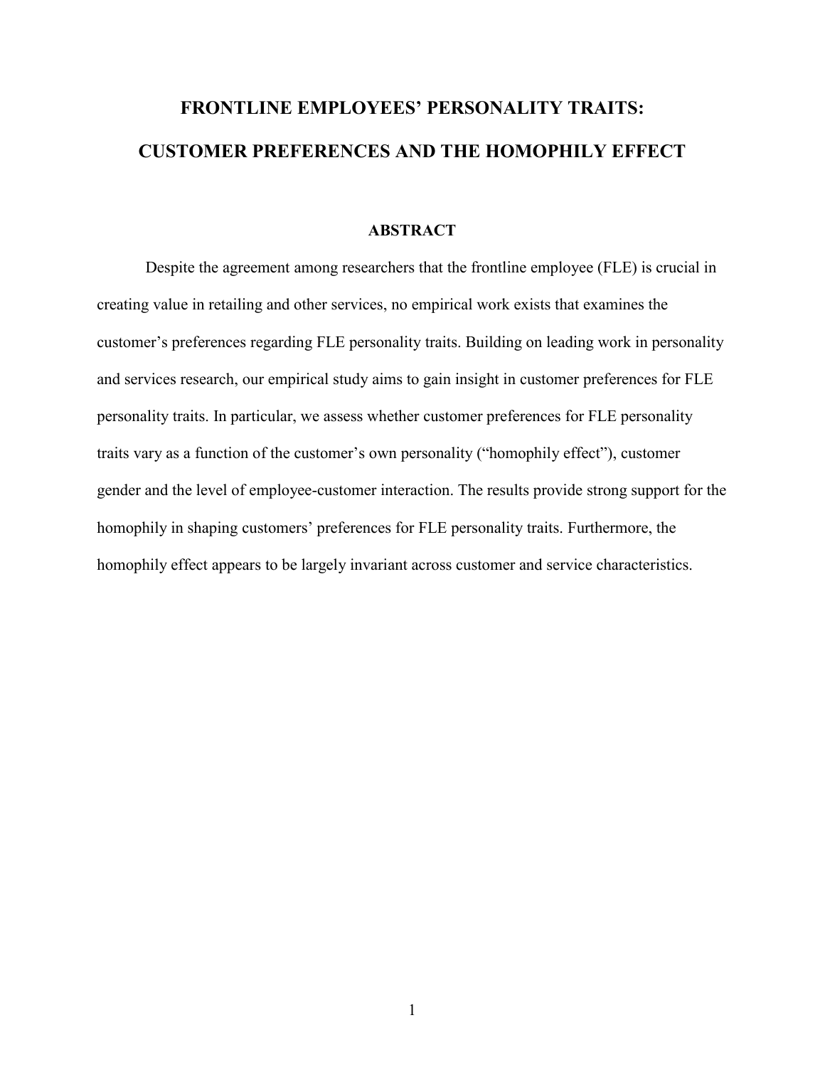# FRONTLINE EMPLOYEES' PERSONALITY TRAITS: CUSTOMER PREFERENCES AND THE HOMOPHILY EFFECT

## ABSTRACT

Despite the agreement among researchers that the frontline employee (FLE) is crucial in creating value in retailing and other services, no empirical work exists that examines the customer's preferences regarding FLE personality traits. Building on leading work in personality and services research, our empirical study aims to gain insight in customer preferences for FLE personality traits. In particular, we assess whether customer preferences for FLE personality traits vary as a function of the customer's own personality ("homophily effect"), customer gender and the level of employee-customer interaction. The results provide strong support for the homophily in shaping customers' preferences for FLE personality traits. Furthermore, the homophily effect appears to be largely invariant across customer and service characteristics.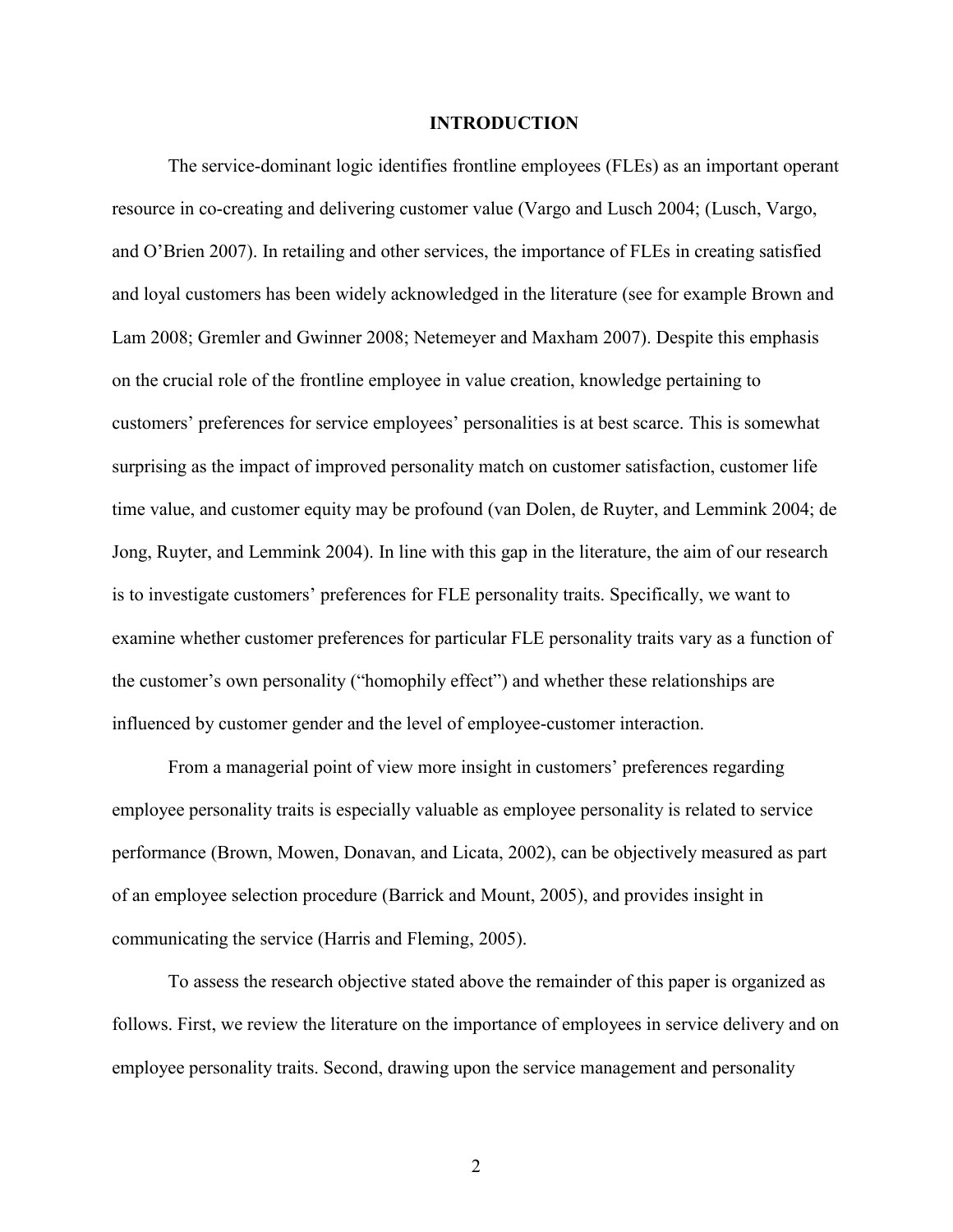# INTRODUCTION

The service-dominant logic identifies frontline employees (FLEs) as an important operant resource in co-creating and delivering customer value (Vargo and Lusch 2004; (Lusch, Vargo, and O'Brien 2007). In retailing and other services, the importance of FLEs in creating satisfied and loyal customers has been widely acknowledged in the literature (see for example Brown and Lam 2008; Gremler and Gwinner 2008; Netemeyer and Maxham 2007). Despite this emphasis on the crucial role of the frontline employee in value creation, knowledge pertaining to customers' preferences for service employees' personalities is at best scarce. This is somewhat surprising as the impact of improved personality match on customer satisfaction, customer life time value, and customer equity may be profound (van Dolen, de Ruyter, and Lemmink 2004; de Jong, Ruyter, and Lemmink 2004). In line with this gap in the literature, the aim of our research is to investigate customers' preferences for FLE personality traits. Specifically, we want to examine whether customer preferences for particular FLE personality traits vary as a function of the customer's own personality ("homophily effect") and whether these relationships are influenced by customer gender and the level of employee-customer interaction.

From a managerial point of view more insight in customers' preferences regarding employee personality traits is especially valuable as employee personality is related to service performance (Brown, Mowen, Donavan, and Licata, 2002), can be objectively measured as part of an employee selection procedure (Barrick and Mount, 2005), and provides insight in communicating the service (Harris and Fleming, 2005).

To assess the research objective stated above the remainder of this paper is organized as follows. First, we review the literature on the importance of employees in service delivery and on employee personality traits. Second, drawing upon the service management and personality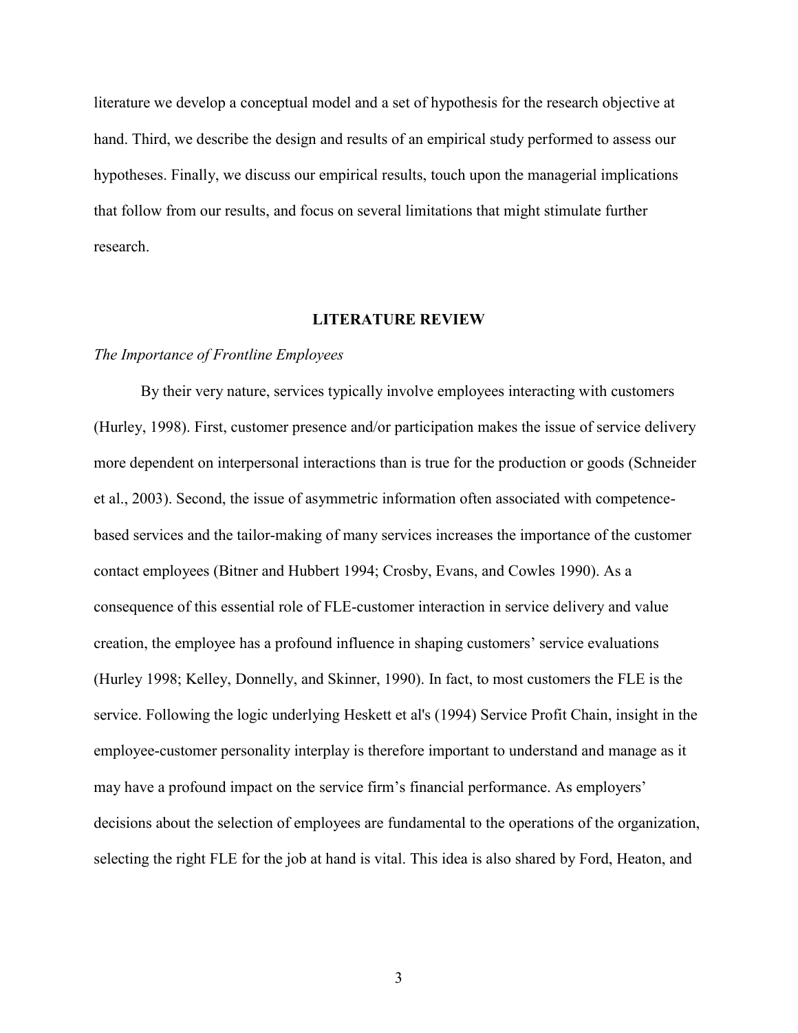literature we develop a conceptual model and a set of hypothesis for the research objective at hand. Third, we describe the design and results of an empirical study performed to assess our hypotheses. Finally, we discuss our empirical results, touch upon the managerial implications that follow from our results, and focus on several limitations that might stimulate further research.

## LITERATURE REVIEW

### *The Importance of Frontline Employees*

By their very nature, services typically involve employees interacting with customers (Hurley, 1998). First, customer presence and/or participation makes the issue of service delivery more dependent on interpersonal interactions than is true for the production or goods (Schneider et al., 2003). Second, the issue of asymmetric information often associated with competence-based services and the tailor-making of many services increases the importance of the customer contact employees (Bitner and Hubbert 1994; Crosby, Evans, and Cowles 1990). As a consequence of this essential role of FLE-customer interaction in service delivery and value creation, the employee has a profound influence in shaping customers' service evaluations (Hurley 1998; Kelley, Donnelly, and Skinner, 1990). In fact, to most customers the FLE is the service. Following the logic underlying Heskett et al's (1994) Service Profit Chain, insight in the employee-customer personality interplay is therefore important to understand and manage as it may have a profound impact on the service firm's financial performance. As employers' decisions about the selection of employees are fundamental to the operations of the organization, selecting the right FLE for the job at hand is vital. This idea is also shared by Ford, Heaton, and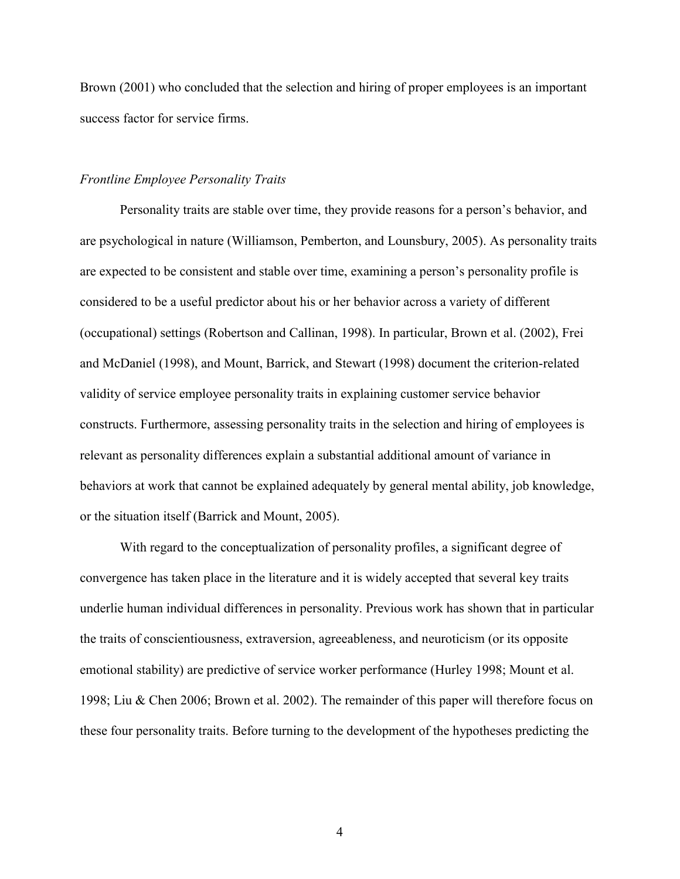Brown (2001) who concluded that the selection and hiring of proper employees is an important success factor for service firms.

### *Frontline Employee Personality Traits*

Personality traits are stable over time, they provide reasons for a person's behavior, and are psychological in nature (Williamson, Pemberton, and Lounsbury, 2005). As personality traits are expected to be consistent and stable over time, examining a person's personality profile is considered to be a useful predictor about his or her behavior across a variety of different (occupational) settings (Robertson and Callinan, 1998). In particular, Brown et al. (2002), Frei and McDaniel (1998), and Mount, Barrick, and Stewart (1998) document the criterion-related validity of service employee personality traits in explaining customer service behavior constructs. Furthermore, assessing personality traits in the selection and hiring of employees is relevant as personality differences explain a substantial additional amount of variance in behaviors at work that cannot be explained adequately by general mental ability, job knowledge, or the situation itself (Barrick and Mount, 2005).

With regard to the conceptualization of personality profiles, a significant degree of convergence has taken place in the literature and it is widely accepted that several key traits underlie human individual differences in personality. Previous work has shown that in particular the traits of conscientiousness, extraversion, agreeableness, and neuroticism (or its opposite emotional stability) are predictive of service worker performance (Hurley 1998; Mount et al. 1998; Liu & Chen 2006; Brown et al. 2002). The remainder of this paper will therefore focus on these four personality traits. Before turning to the development of the hypotheses predicting the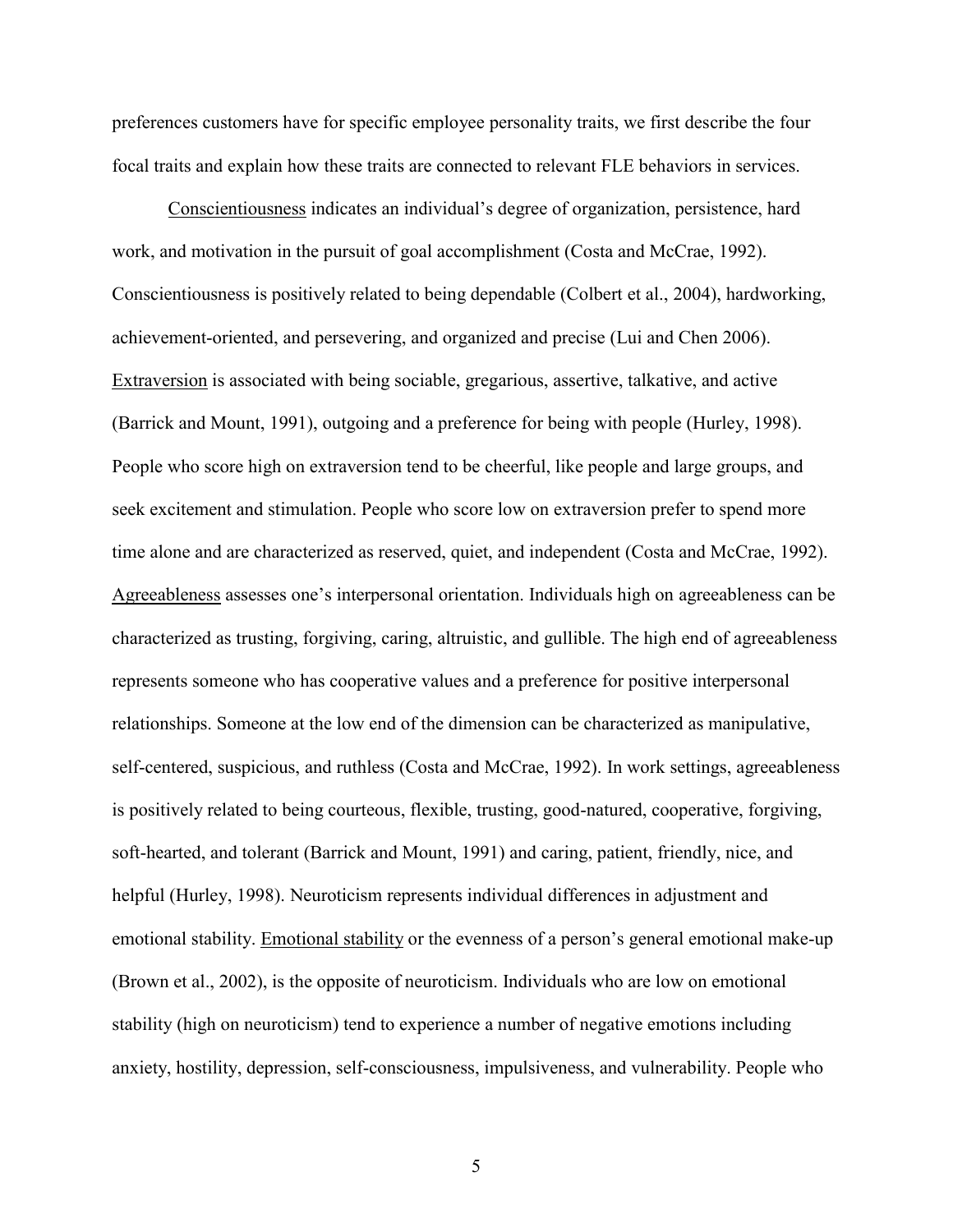preferences customers have for specific employee personality traits, we first describe the four focal traits and explain how these traits are connected to relevant FLE behaviors in services.

Conscientiousness indicates an individual's degree of organization, persistence, hard work, and motivation in the pursuit of goal accomplishment (Costa and McCrae, 1992). Conscientiousness is positively related to being dependable (Colbert et al., 2004), hardworking, achievement-oriented, and persevering, and organized and precise (Lui and Chen 2006). Extraversion is associated with being sociable, gregarious, assertive, talkative, and active (Barrick and Mount, 1991), outgoing and a preference for being with people (Hurley, 1998). People who score high on extraversion tend to be cheerful, like people and large groups, and seek excitement and stimulation. People who score low on extraversion prefer to spend more time alone and are characterized as reserved, quiet, and independent (Costa and McCrae, 1992). Agreeableness assesses one's interpersonal orientation. Individuals high on agreeableness can be characterized as trusting, forgiving, caring, altruistic, and gullible. The high end of agreeableness represents someone who has cooperative values and a preference for positive interpersonal relationships. Someone at the low end of the dimension can be characterized as manipulative, self-centered, suspicious, and ruthless (Costa and McCrae, 1992). In work settings, agreeableness is positively related to being courteous, flexible, trusting, good-natured, cooperative, forgiving, soft-hearted, and tolerant (Barrick and Mount, 1991) and caring, patient, friendly, nice, and helpful (Hurley, 1998). Neuroticism represents individual differences in adjustment and emotional stability. Emotional stability or the evenness of a person's general emotional make-up (Brown et al., 2002), is the opposite of neuroticism. Individuals who are low on emotional stability (high on neuroticism) tend to experience a number of negative emotions including anxiety, hostility, depression, self-consciousness, impulsiveness, and vulnerability. People who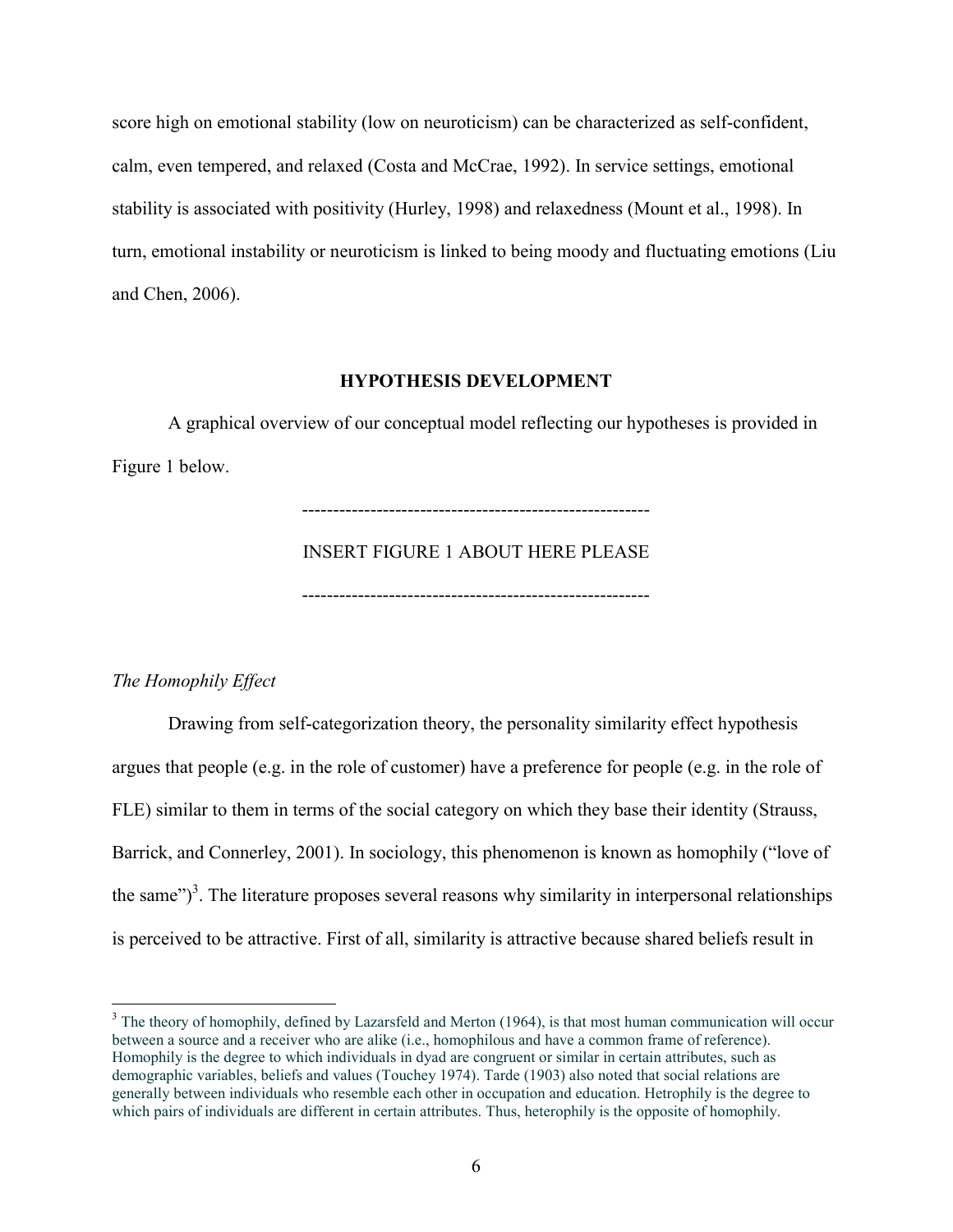score high on emotional stability (low on neuroticism) can be characterized as self-confident, calm, even tempered, and relaxed (Costa and McCrae, 1992). In service settings, emotional stability is associated with positivity (Hurley, 1998) and relaxedness (Mount et al., 1998). In turn, emotional instability or neuroticism is linked to being moody and fluctuating emotions (Liu and Chen, 2006).

## HYPOTHESIS DEVELOPMENT

A graphical overview of our conceptual model reflecting our hypotheses is provided in Figure 1 below.

-------------------------------------------------------

INSERT FIGURE 1 ABOUT HERE PLEASE

-------------------------------------------------------

### *The Homophily Effect*

Drawing from self-categorization theory, the personality similarity effect hypothesis argues that people (e.g. in the role of customer) have a preference for people (e.g. in the role of FLE) similar to them in terms of the social category on which they base their identity (Strauss, Barrick, and Connerley, 2001). In sociology, this phenomenon is known as homophily ("love of the same")[3]. The literature proposes several reasons why similarity in interpersonal relationships is perceived to be attractive. First of all, similarity is attractive because shared beliefs result in

[3] The theory of homophily, defined by Lazarsfeld and Merton (1964), is that most human communication will occur between a source and a receiver who are alike (i.e., homophilous and have a common frame of reference). Homophily is the degree to which individuals in dyad are congruent or similar in certain attributes, such as demographic variables, beliefs and values (Touchey 1974). Tarde (1903) also noted that social relations are generally between individuals who resemble each other in occupation and education. Hetrophily is the degree to which pairs of individuals are different in certain attributes. Thus, heterophily is the opposite of homophily.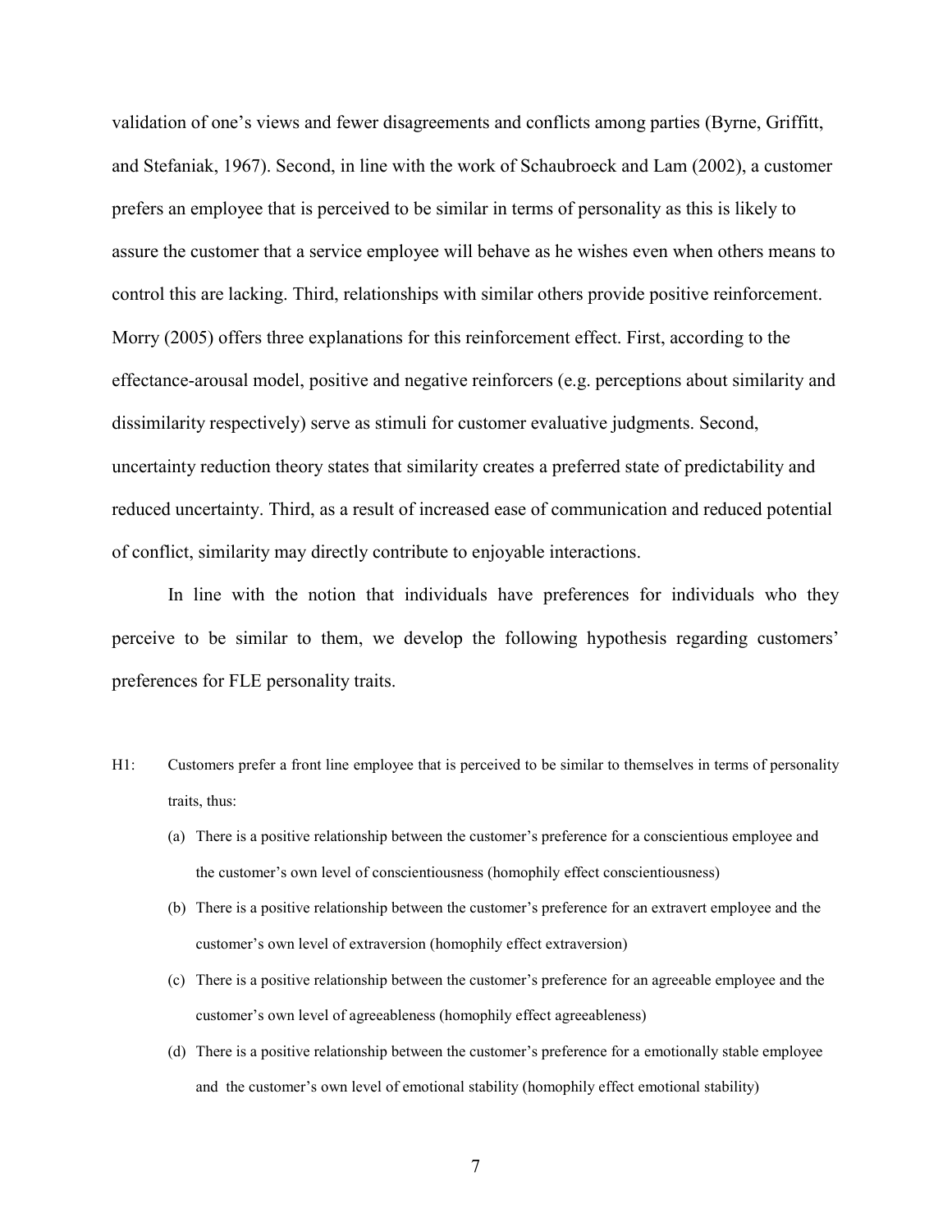validation of one's views and fewer disagreements and conflicts among parties (Byrne, Griffitt, and Stefaniak, 1967). Second, in line with the work of Schaubroeck and Lam (2002), a customer prefers an employee that is perceived to be similar in terms of personality as this is likely to assure the customer that a service employee will behave as he wishes even when others means to control this are lacking. Third, relationships with similar others provide positive reinforcement. Morry (2005) offers three explanations for this reinforcement effect. First, according to the effectance-arousal model, positive and negative reinforcers (e.g. perceptions about similarity and dissimilarity respectively) serve as stimuli for customer evaluative judgments. Second, uncertainty reduction theory states that similarity creates a preferred state of predictability and reduced uncertainty. Third, as a result of increased ease of communication and reduced potential of conflict, similarity may directly contribute to enjoyable interactions.

In line with the notion that individuals have preferences for individuals who they perceive to be similar to them, we develop the following hypothesis regarding customers' preferences for FLE personality traits.

H1: Customers prefer a front line employee that is perceived to be similar to themselves in terms of personality traits, thus:

(a) There is a positive relationship between the customer's preference for a conscientious employee and the customer's own level of conscientiousness (homophily effect conscientiousness)

(b) There is a positive relationship between the customer's preference for an extravert employee and the customer's own level of extraversion (homophily effect extraversion)

(c) There is a positive relationship between the customer's preference for an agreeable employee and the customer's own level of agreeableness (homophily effect agreeableness)

(d) There is a positive relationship between the customer's preference for a emotionally stable employee and the customer's own level of emotional stability (homophily effect emotional stability)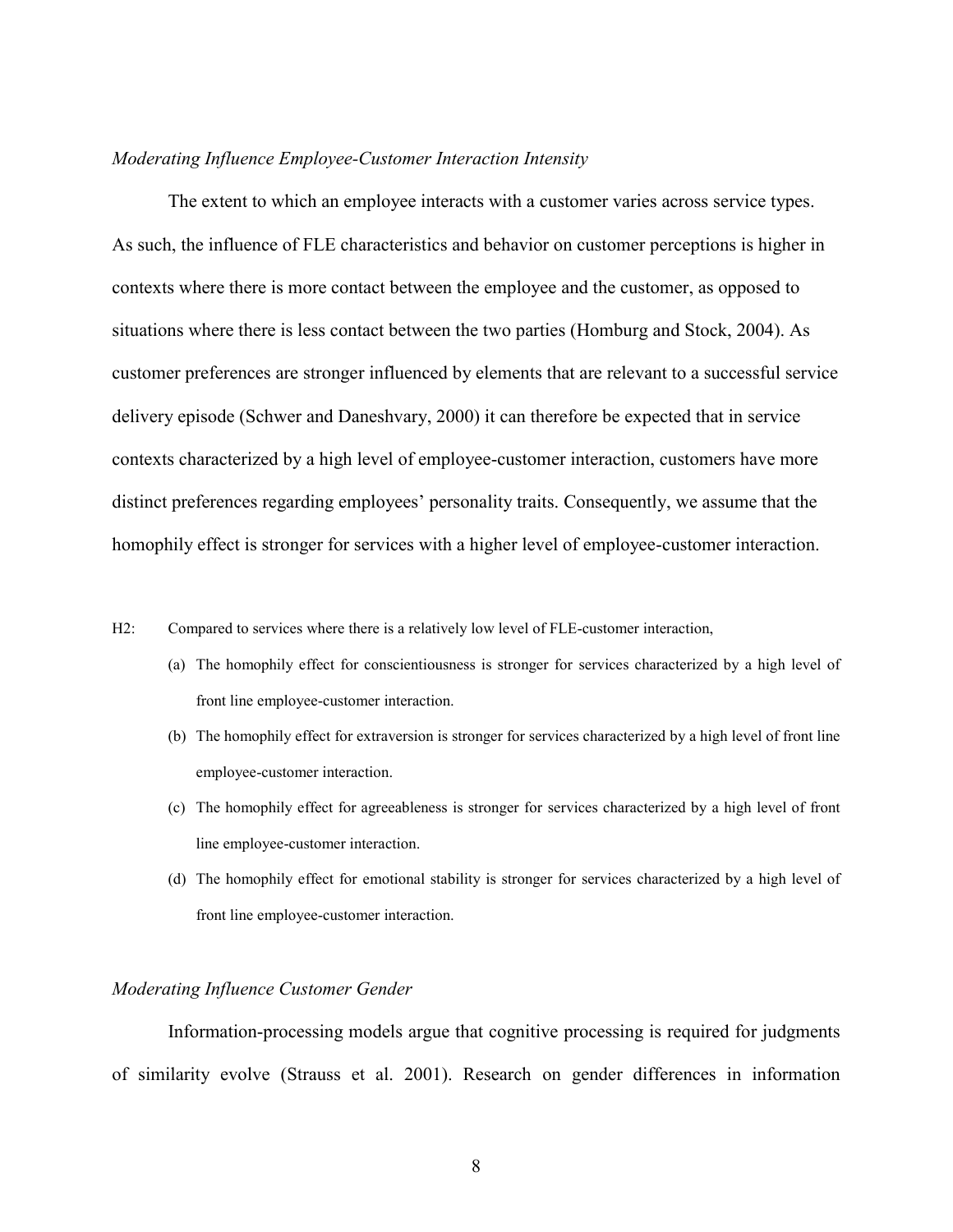*Moderating Influence Employee-Customer Interaction Intensity*

The extent to which an employee interacts with a customer varies across service types. As such, the influence of FLE characteristics and behavior on customer perceptions is higher in contexts where there is more contact between the employee and the customer, as opposed to situations where there is less contact between the two parties (Homburg and Stock, 2004). As customer preferences are stronger influenced by elements that are relevant to a successful service delivery episode (Schwer and Daneshvary, 2000) it can therefore be expected that in service contexts characterized by a high level of employee-customer interaction, customers have more distinct preferences regarding employees' personality traits. Consequently, we assume that the homophily effect is stronger for services with a higher level of employee-customer interaction.

H2: Compared to services where there is a relatively low level of FLE-customer interaction,

(a) The homophily effect for conscientiousness is stronger for services characterized by a high level of front line employee-customer interaction.

(b) The homophily effect for extraversion is stronger for services characterized by a high level of front line employee-customer interaction.

(c) The homophily effect for agreeableness is stronger for services characterized by a high level of front line employee-customer interaction.

(d) The homophily effect for emotional stability is stronger for services characterized by a high level of front line employee-customer interaction.

*Moderating Influence Customer Gender*

Information-processing models argue that cognitive processing is required for judgments of similarity evolve (Strauss et al. 2001). Research on gender differences in information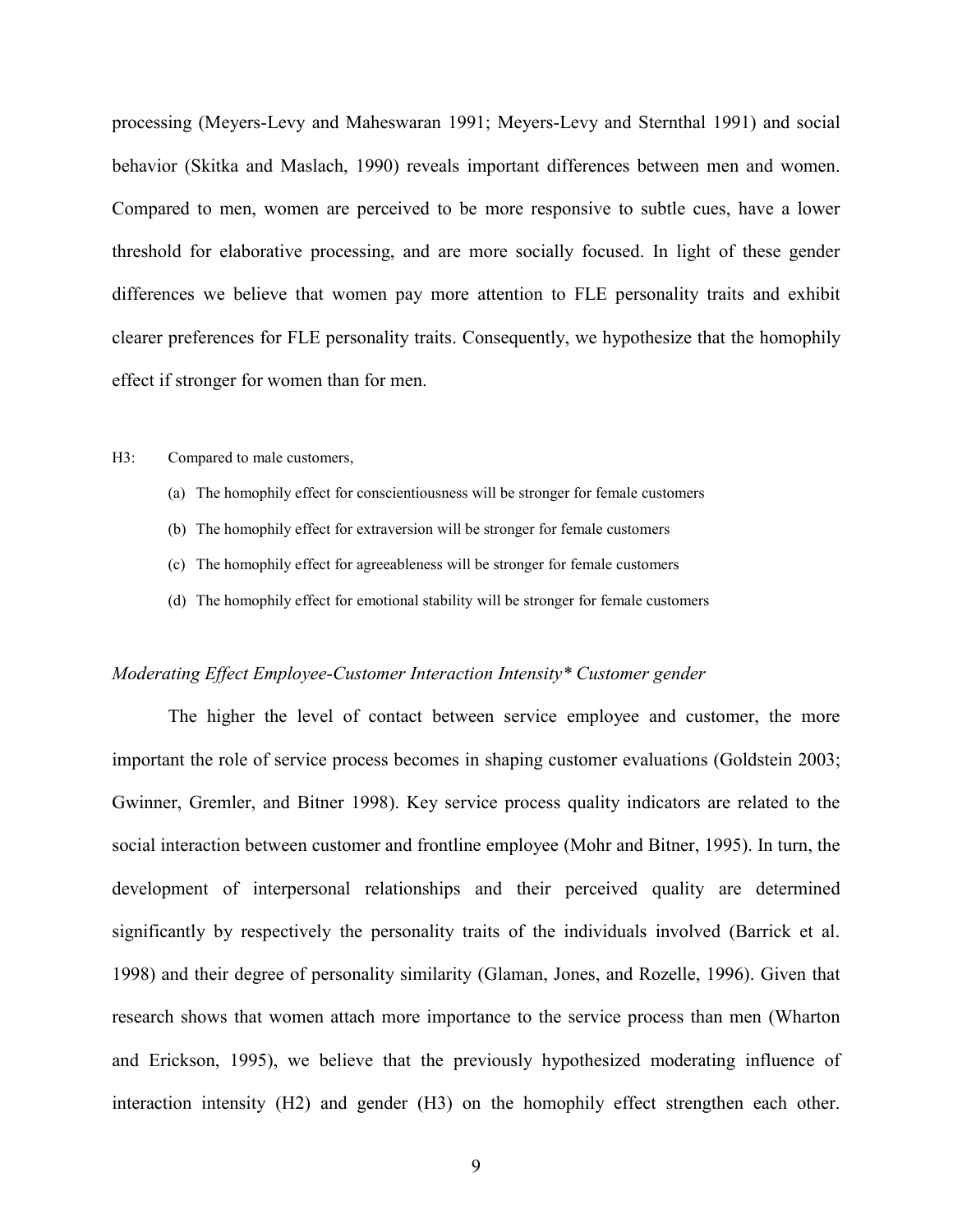processing (Meyers-Levy and Maheswaran 1991; Meyers-Levy and Sternthal 1991) and social behavior (Skitka and Maslach, 1990) reveals important differences between men and women. Compared to men, women are perceived to be more responsive to subtle cues, have a lower threshold for elaborative processing, and are more socially focused. In light of these gender differences we believe that women pay more attention to FLE personality traits and exhibit clearer preferences for FLE personality traits. Consequently, we hypothesize that the homophily effect if stronger for women than for men.

H3: Compared to male customers,

(a) The homophily effect for conscientiousness will be stronger for female customers

(b) The homophily effect for extraversion will be stronger for female customers

(c) The homophily effect for agreeableness will be stronger for female customers

(d) The homophily effect for emotional stability will be stronger for female customers

*Moderating Effect Employee-Customer Interaction Intensity* Customer gender*

The higher the level of contact between service employee and customer, the more important the role of service process becomes in shaping customer evaluations (Goldstein 2003; Gwinner, Gremler, and Bitner 1998). Key service process quality indicators are related to the social interaction between customer and frontline employee (Mohr and Bitner, 1995). In turn, the development of interpersonal relationships and their perceived quality are determined significantly by respectively the personality traits of the individuals involved (Barrick et al. 1998) and their degree of personality similarity (Glaman, Jones, and Rozelle, 1996). Given that research shows that women attach more importance to the service process than men (Wharton and Erickson, 1995), we believe that the previously hypothesized moderating influence of interaction intensity (H2) and gender (H3) on the homophily effect strengthen each other.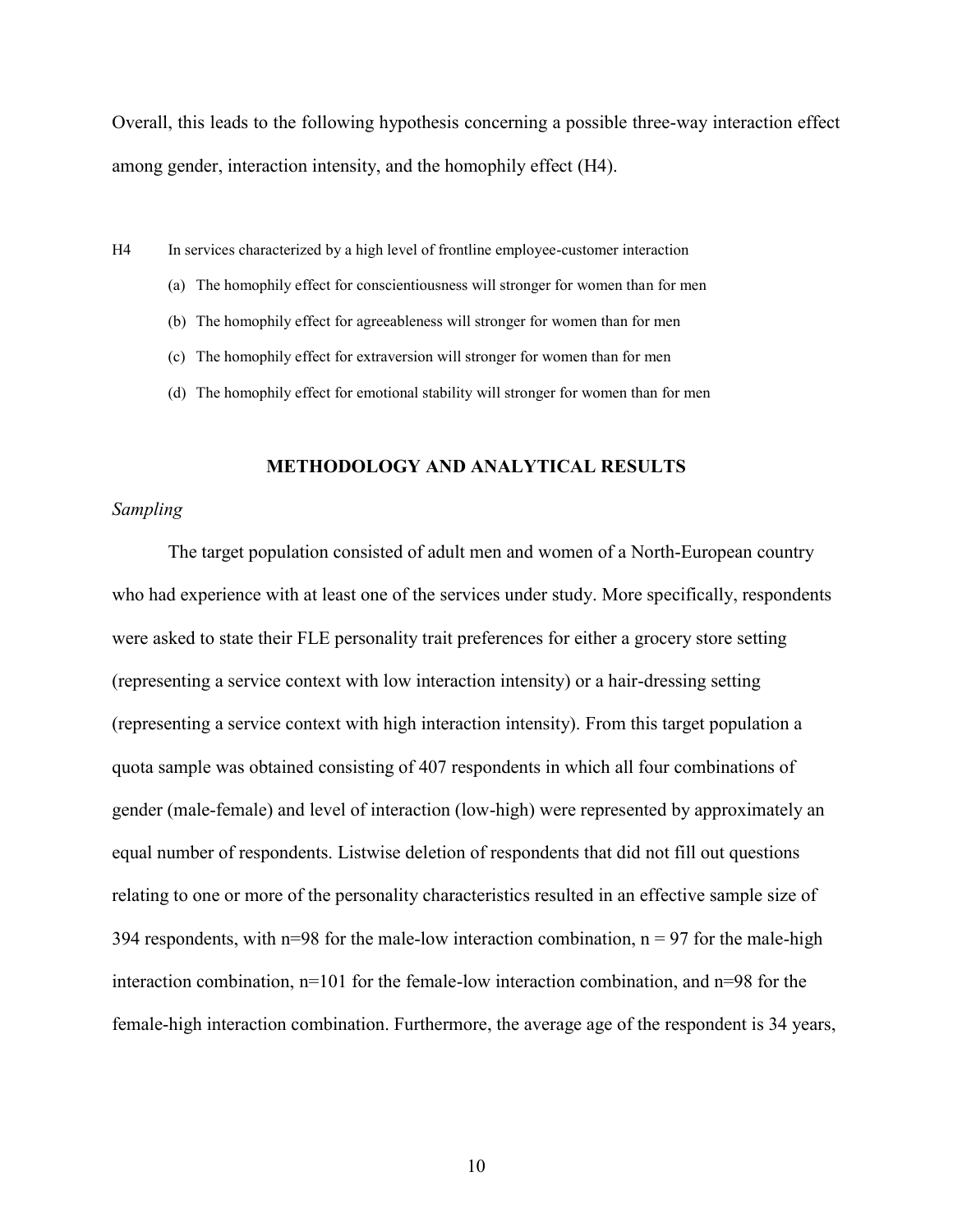Overall, this leads to the following hypothesis concerning a possible three-way interaction effect among gender, interaction intensity, and the homophily effect (H4).

H4 In services characterized by a high level of frontline employee-customer interaction

(a) The homophily effect for conscientiousness will stronger for women than for men

(b) The homophily effect for agreeableness will stronger for women than for men

(c) The homophily effect for extraversion will stronger for women than for men

(d) The homophily effect for emotional stability will stronger for women than for men

## METHODOLOGY AND ANALYTICAL RESULTS

### *Sampling*

The target population consisted of adult men and women of a North-European country who had experience with at least one of the services under study. More specifically, respondents were asked to state their FLE personality trait preferences for either a grocery store setting (representing a service context with low interaction intensity) or a hair-dressing setting (representing a service context with high interaction intensity). From this target population a quota sample was obtained consisting of 407 respondents in which all four combinations of gender (male-female) and level of interaction (low-high) were represented by approximately an equal number of respondents. Listwise deletion of respondents that did not fill out questions relating to one or more of the personality characteristics resulted in an effective sample size of 394 respondents, with n=98 for the male-low interaction combination, n = 97 for the male-high interaction combination, n=101 for the female-low interaction combination, and n=98 for the female-high interaction combination. Furthermore, the average age of the respondent is 34 years,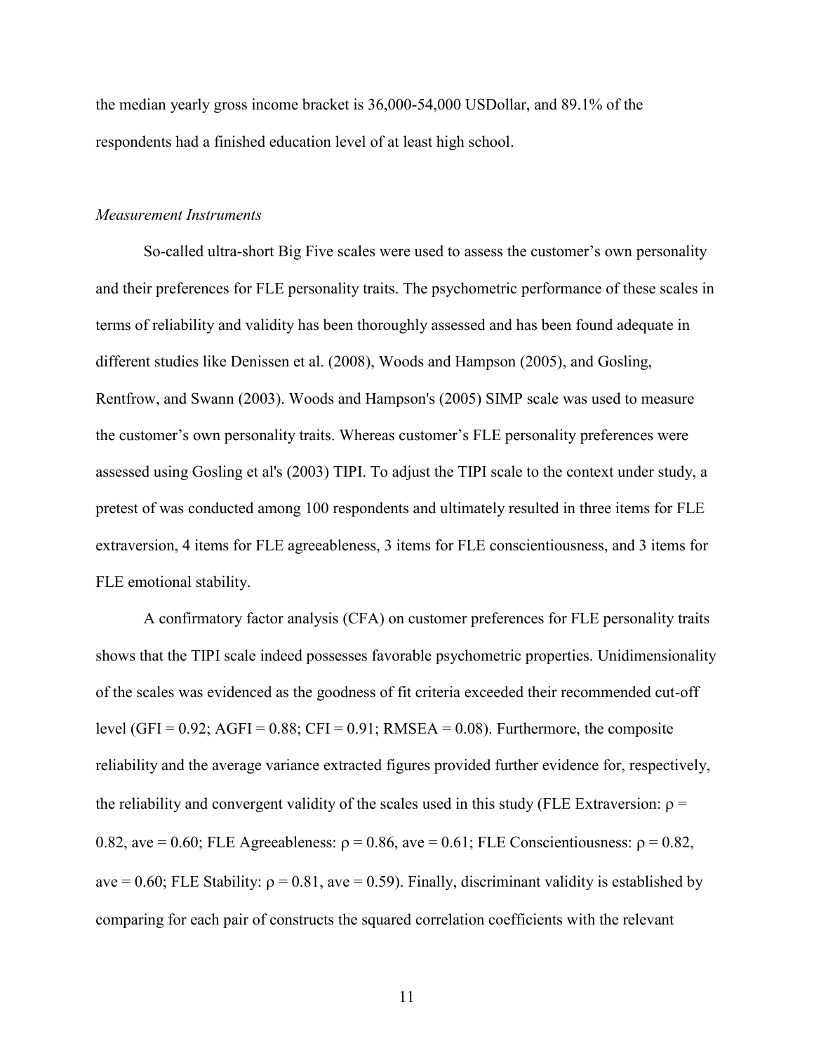the median yearly gross income bracket is 36,000-54,000 USDollar, and 89.1% of the respondents had a finished education level of at least high school.

*Measurement Instruments*

So-called ultra-short Big Five scales were used to assess the customer's own personality and their preferences for FLE personality traits. The psychometric performance of these scales in terms of reliability and validity has been thoroughly assessed and has been found adequate in different studies like Denissen et al. (2008), Woods and Hampson (2005), and Gosling, Rentfrow, and Swann (2003). Woods and Hampson's (2005) SIMP scale was used to measure the customer's own personality traits. Whereas customer's FLE personality preferences were assessed using Gosling et al's (2003) TIPI. To adjust the TIPI scale to the context under study, a pretest of was conducted among 100 respondents and ultimately resulted in three items for FLE extraversion, 4 items for FLE agreeableness, 3 items for FLE conscientiousness, and 3 items for FLE emotional stability.

A confirmatory factor analysis (CFA) on customer preferences for FLE personality traits shows that the TIPI scale indeed possesses favorable psychometric properties. Unidimensionality of the scales was evidenced as the goodness of fit criteria exceeded their recommended cut-off level (GFI = 0.92; AGFI = 0.88; CFI = 0.91; RMSEA = 0.08). Furthermore, the composite reliability and the average variance extracted figures provided further evidence for, respectively, the reliability and convergent validity of the scales used in this study (FLE Extraversion: $\rho$ = 0.82, ave = 0.60; FLE Agreeableness: $\rho$ = 0.86, ave = 0.61; FLE Conscientiousness: $\rho$ = 0.82, ave = 0.60; FLE Stability: $\rho$ = 0.81, ave = 0.59). Finally, discriminant validity is established by comparing for each pair of constructs the squared correlation coefficients with the relevant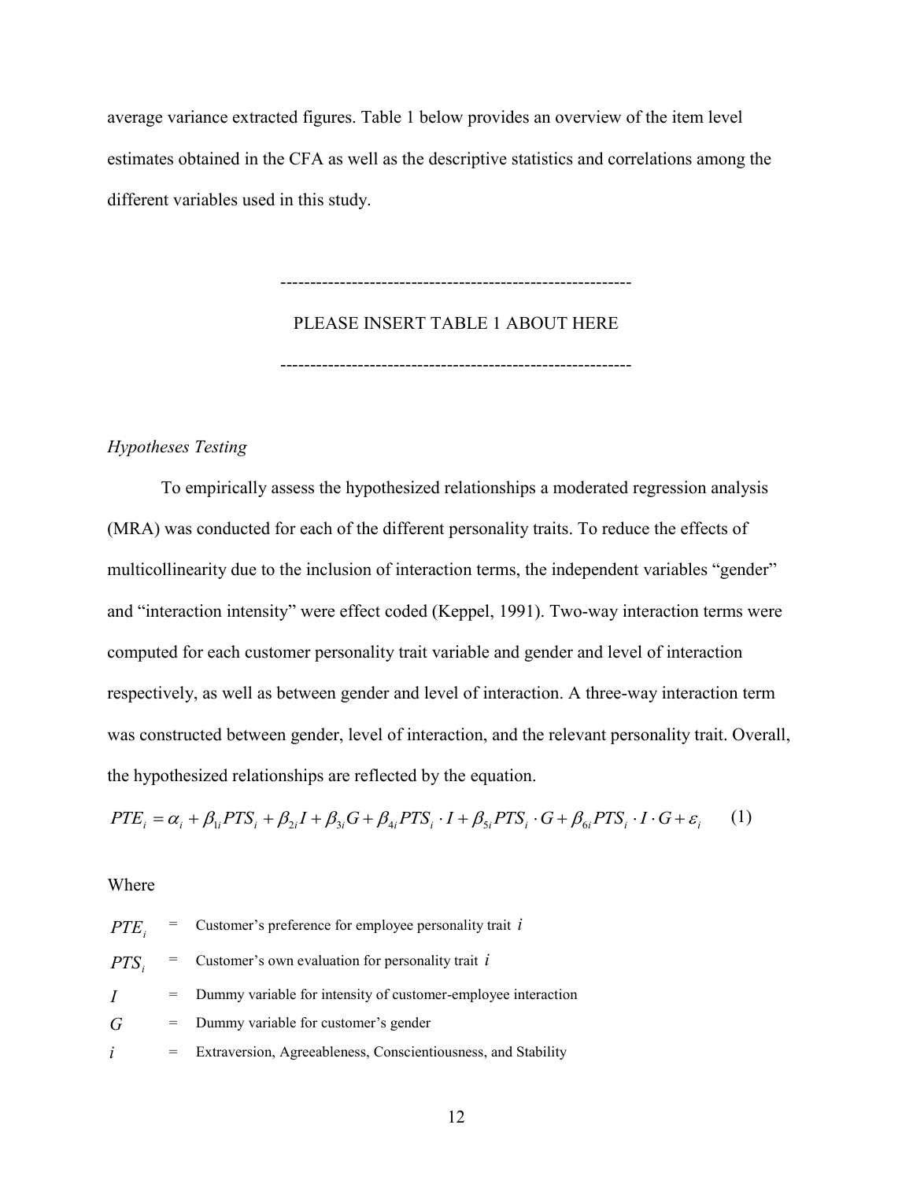average variance extracted figures. Table 1 below provides an overview of the item level estimates obtained in the CFA as well as the descriptive statistics and correlations among the different variables used in this study.

---------------------------------------------------------

PLEASE INSERT TABLE 1 ABOUT HERE

---------------------------------------------------------

*Hypotheses Testing*

To empirically assess the hypothesized relationships a moderated regression analysis (MRA) was conducted for each of the different personality traits. To reduce the effects of multicollinearity due to the inclusion of interaction terms, the independent variables "gender" and "interaction intensity" were effect coded (Keppel, 1991). Two-way interaction terms were computed for each customer personality trait variable and gender and level of interaction respectively, as well as between gender and level of interaction. A three-way interaction term was constructed between gender, level of interaction, and the relevant personality trait. Overall, the hypothesized relationships are reflected by the equation.

$$PTE_i = \alpha_i + \beta_{1i} PTS_i + \beta_{2i} I + \beta_{3i} G + \beta_{4i} PTS_i \cdot I + \beta_{5i} PTS_i \cdot G + \beta_{6i} PTS_i \cdot I \cdot G + \varepsilon_i \qquad (1)$$

Where

| | | |
|---|---|---|
| $PTE_i$ | = | Customer's preference for employee personality trait $i$ |
| $PTS_i$ | = | Customer's own evaluation for personality trait $i$ |
| $I$ | = | Dummy variable for intensity of customer-employee interaction |
| $G$ | = | Dummy variable for customer's gender |
| $i$ | = | Extraversion, Agreeableness, Conscientiousness, and Stability |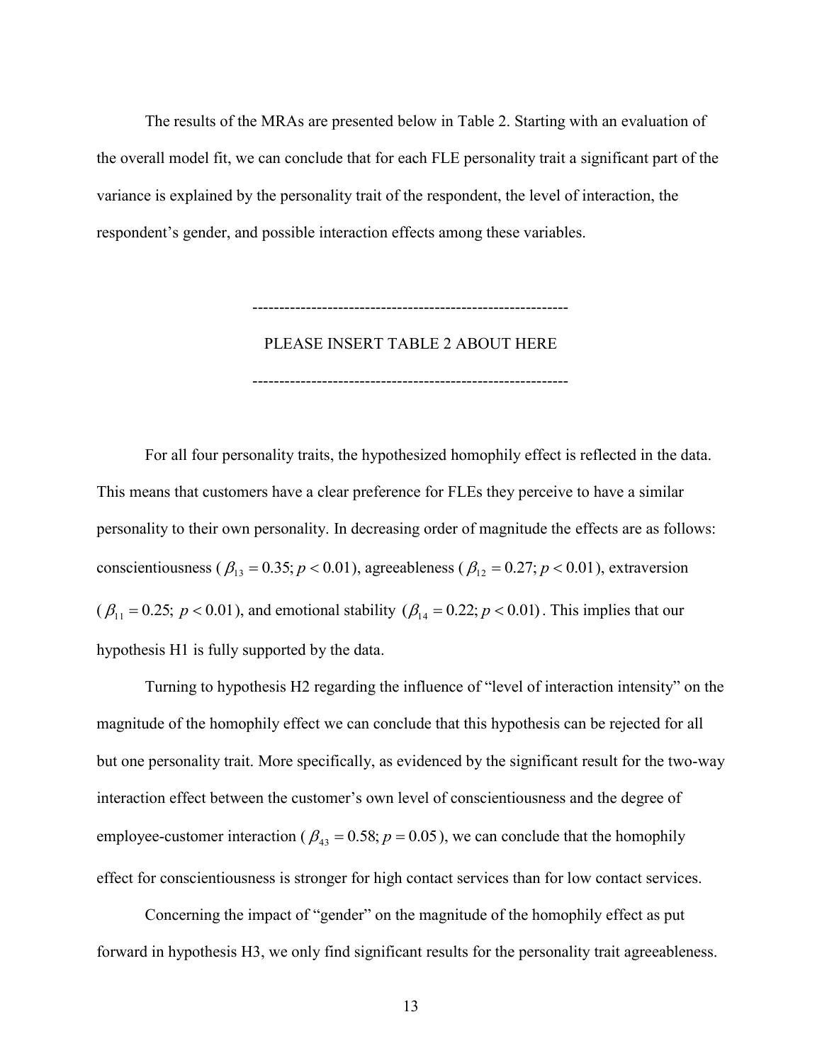The results of the MRAs are presented below in Table 2. Starting with an evaluation of the overall model fit, we can conclude that for each FLE personality trait a significant part of the variance is explained by the personality trait of the respondent, the level of interaction, the respondent's gender, and possible interaction effects among these variables.

---

PLEASE INSERT TABLE 2 ABOUT HERE

---

For all four personality traits, the hypothesized homophily effect is reflected in the data. This means that customers have a clear preference for FLEs they perceive to have a similar personality to their own personality. In decreasing order of magnitude the effects are as follows: conscientiousness ($\beta_{13} = 0.35; p < 0.01$), agreeableness ($\beta_{12} = 0.27; p < 0.01$), extraversion ($\beta_{11} = 0.25;\ p < 0.01$), and emotional stability $(\beta_{14} = 0.22; p < 0.01)$. This implies that our hypothesis H1 is fully supported by the data.

Turning to hypothesis H2 regarding the influence of "level of interaction intensity" on the magnitude of the homophily effect we can conclude that this hypothesis can be rejected for all but one personality trait. More specifically, as evidenced by the significant result for the two-way interaction effect between the customer's own level of conscientiousness and the degree of employee-customer interaction ($\beta_{43} = 0.58; p = 0.05$), we can conclude that the homophily effect for conscientiousness is stronger for high contact services than for low contact services.

Concerning the impact of "gender" on the magnitude of the homophily effect as put forward in hypothesis H3, we only find significant results for the personality trait agreeableness.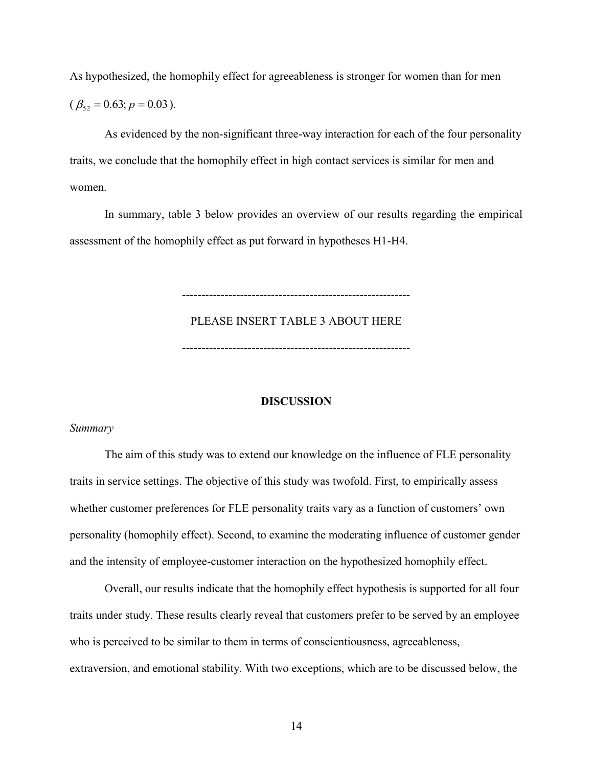As hypothesized, the homophily effect for agreeableness is stronger for women than for men ($\beta_{52} = 0.63; p = 0.03$).

As evidenced by the non-significant three-way interaction for each of the four personality traits, we conclude that the homophily effect in high contact services is similar for men and women.

In summary, table 3 below provides an overview of our results regarding the empirical assessment of the homophily effect as put forward in hypotheses H1-H4.

-----------------------------------------------------------

PLEASE INSERT TABLE 3 ABOUT HERE

-----------------------------------------------------------

## DISCUSSION

*Summary*

The aim of this study was to extend our knowledge on the influence of FLE personality traits in service settings. The objective of this study was twofold. First, to empirically assess whether customer preferences for FLE personality traits vary as a function of customers' own personality (homophily effect). Second, to examine the moderating influence of customer gender and the intensity of employee-customer interaction on the hypothesized homophily effect.

Overall, our results indicate that the homophily effect hypothesis is supported for all four traits under study. These results clearly reveal that customers prefer to be served by an employee who is perceived to be similar to them in terms of conscientiousness, agreeableness, extraversion, and emotional stability. With two exceptions, which are to be discussed below, the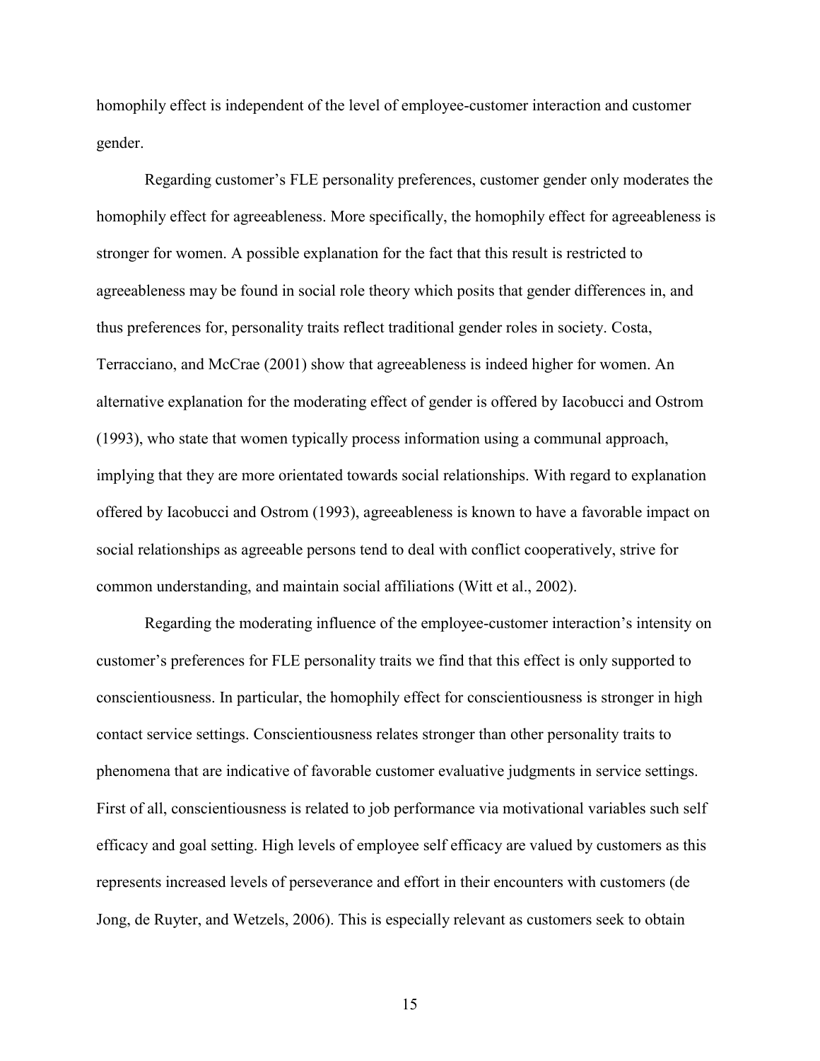homophily effect is independent of the level of employee-customer interaction and customer gender.

Regarding customer's FLE personality preferences, customer gender only moderates the homophily effect for agreeableness. More specifically, the homophily effect for agreeableness is stronger for women. A possible explanation for the fact that this result is restricted to agreeableness may be found in social role theory which posits that gender differences in, and thus preferences for, personality traits reflect traditional gender roles in society. Costa, Terracciano, and McCrae (2001) show that agreeableness is indeed higher for women. An alternative explanation for the moderating effect of gender is offered by Iacobucci and Ostrom (1993), who state that women typically process information using a communal approach, implying that they are more orientated towards social relationships. With regard to explanation offered by Iacobucci and Ostrom (1993), agreeableness is known to have a favorable impact on social relationships as agreeable persons tend to deal with conflict cooperatively, strive for common understanding, and maintain social affiliations (Witt et al., 2002).

Regarding the moderating influence of the employee-customer interaction's intensity on customer's preferences for FLE personality traits we find that this effect is only supported to conscientiousness. In particular, the homophily effect for conscientiousness is stronger in high contact service settings. Conscientiousness relates stronger than other personality traits to phenomena that are indicative of favorable customer evaluative judgments in service settings. First of all, conscientiousness is related to job performance via motivational variables such self efficacy and goal setting. High levels of employee self efficacy are valued by customers as this represents increased levels of perseverance and effort in their encounters with customers (de Jong, de Ruyter, and Wetzels, 2006). This is especially relevant as customers seek to obtain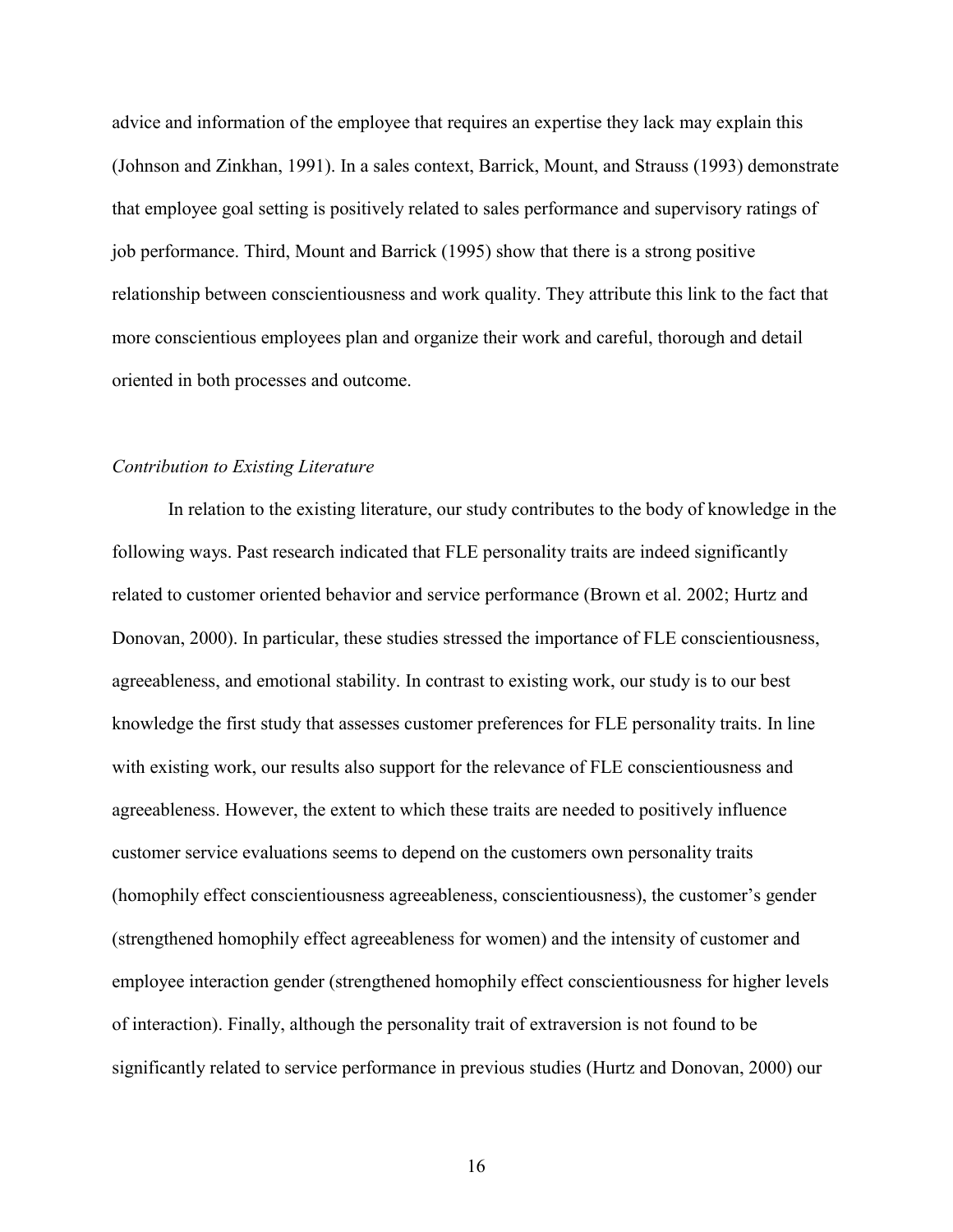advice and information of the employee that requires an expertise they lack may explain this (Johnson and Zinkhan, 1991). In a sales context, Barrick, Mount, and Strauss (1993) demonstrate that employee goal setting is positively related to sales performance and supervisory ratings of job performance. Third, Mount and Barrick (1995) show that there is a strong positive relationship between conscientiousness and work quality. They attribute this link to the fact that more conscientious employees plan and organize their work and careful, thorough and detail oriented in both processes and outcome.

*Contribution to Existing Literature*

In relation to the existing literature, our study contributes to the body of knowledge in the following ways. Past research indicated that FLE personality traits are indeed significantly related to customer oriented behavior and service performance (Brown et al. 2002; Hurtz and Donovan, 2000). In particular, these studies stressed the importance of FLE conscientiousness, agreeableness, and emotional stability. In contrast to existing work, our study is to our best knowledge the first study that assesses customer preferences for FLE personality traits. In line with existing work, our results also support for the relevance of FLE conscientiousness and agreeableness. However, the extent to which these traits are needed to positively influence customer service evaluations seems to depend on the customers own personality traits (homophily effect conscientiousness agreeableness, conscientiousness), the customer's gender (strengthened homophily effect agreeableness for women) and the intensity of customer and employee interaction gender (strengthened homophily effect conscientiousness for higher levels of interaction). Finally, although the personality trait of extraversion is not found to be significantly related to service performance in previous studies (Hurtz and Donovan, 2000) our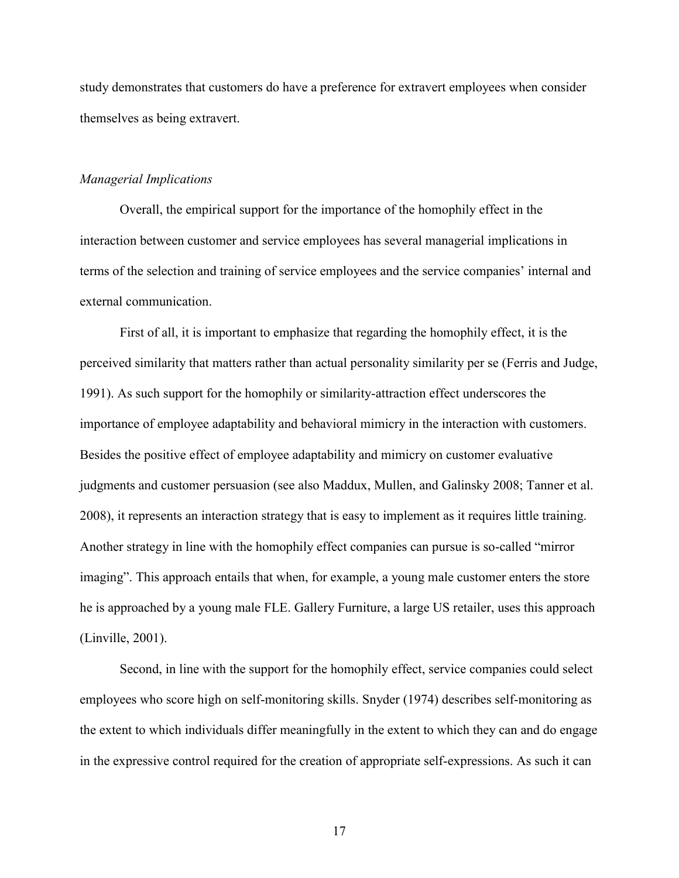study demonstrates that customers do have a preference for extravert employees when consider themselves as being extravert.

*Managerial Implications*

Overall, the empirical support for the importance of the homophily effect in the interaction between customer and service employees has several managerial implications in terms of the selection and training of service employees and the service companies' internal and external communication.

First of all, it is important to emphasize that regarding the homophily effect, it is the perceived similarity that matters rather than actual personality similarity per se (Ferris and Judge, 1991). As such support for the homophily or similarity-attraction effect underscores the importance of employee adaptability and behavioral mimicry in the interaction with customers. Besides the positive effect of employee adaptability and mimicry on customer evaluative judgments and customer persuasion (see also Maddux, Mullen, and Galinsky 2008; Tanner et al. 2008), it represents an interaction strategy that is easy to implement as it requires little training. Another strategy in line with the homophily effect companies can pursue is so-called "mirror imaging". This approach entails that when, for example, a young male customer enters the store he is approached by a young male FLE. Gallery Furniture, a large US retailer, uses this approach (Linville, 2001).

Second, in line with the support for the homophily effect, service companies could select employees who score high on self-monitoring skills. Snyder (1974) describes self-monitoring as the extent to which individuals differ meaningfully in the extent to which they can and do engage in the expressive control required for the creation of appropriate self-expressions. As such it can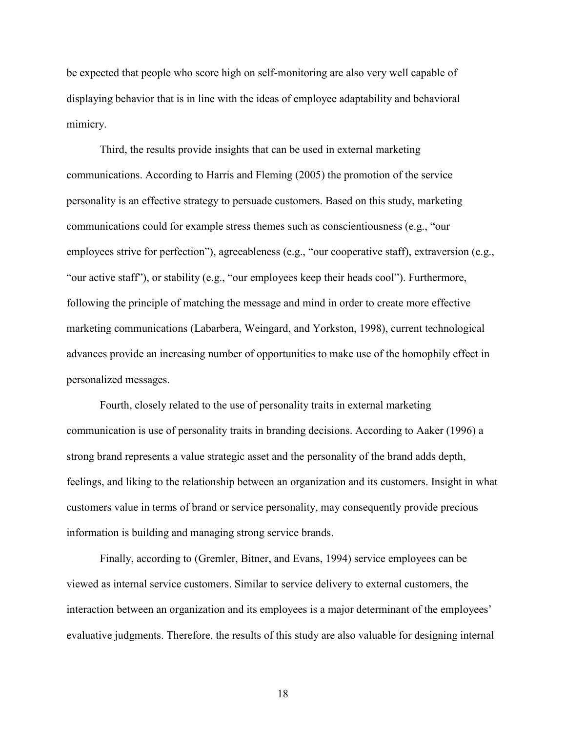be expected that people who score high on self-monitoring are also very well capable of displaying behavior that is in line with the ideas of employee adaptability and behavioral mimicry.

Third, the results provide insights that can be used in external marketing communications. According to Harris and Fleming (2005) the promotion of the service personality is an effective strategy to persuade customers. Based on this study, marketing communications could for example stress themes such as conscientiousness (e.g., "our employees strive for perfection"), agreeableness (e.g., "our cooperative staff), extraversion (e.g., "our active staff"), or stability (e.g., "our employees keep their heads cool"). Furthermore, following the principle of matching the message and mind in order to create more effective marketing communications (Labarbera, Weingard, and Yorkston, 1998), current technological advances provide an increasing number of opportunities to make use of the homophily effect in personalized messages.

Fourth, closely related to the use of personality traits in external marketing communication is use of personality traits in branding decisions. According to Aaker (1996) a strong brand represents a value strategic asset and the personality of the brand adds depth, feelings, and liking to the relationship between an organization and its customers. Insight in what customers value in terms of brand or service personality, may consequently provide precious information is building and managing strong service brands.

Finally, according to (Gremler, Bitner, and Evans, 1994) service employees can be viewed as internal service customers. Similar to service delivery to external customers, the interaction between an organization and its employees is a major determinant of the employees' evaluative judgments. Therefore, the results of this study are also valuable for designing internal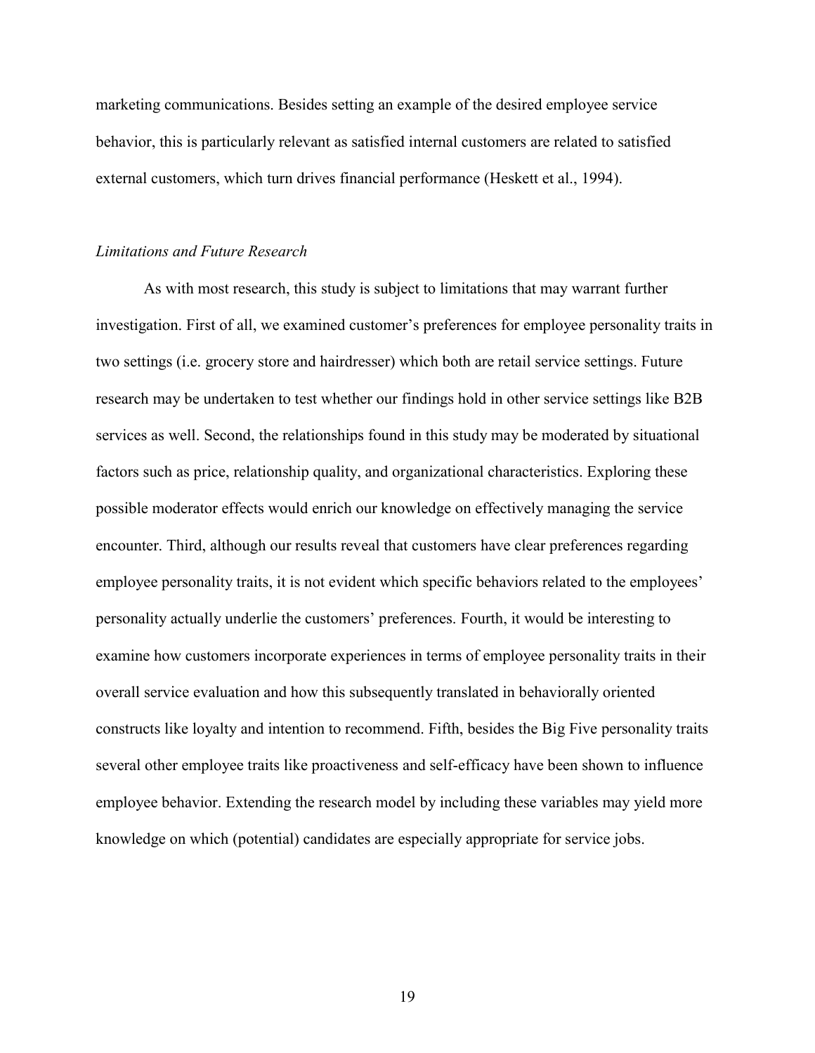marketing communications. Besides setting an example of the desired employee service behavior, this is particularly relevant as satisfied internal customers are related to satisfied external customers, which turn drives financial performance (Heskett et al., 1994).

### *Limitations and Future Research*

As with most research, this study is subject to limitations that may warrant further investigation. First of all, we examined customer's preferences for employee personality traits in two settings (i.e. grocery store and hairdresser) which both are retail service settings. Future research may be undertaken to test whether our findings hold in other service settings like B2B services as well. Second, the relationships found in this study may be moderated by situational factors such as price, relationship quality, and organizational characteristics. Exploring these possible moderator effects would enrich our knowledge on effectively managing the service encounter. Third, although our results reveal that customers have clear preferences regarding employee personality traits, it is not evident which specific behaviors related to the employees' personality actually underlie the customers' preferences. Fourth, it would be interesting to examine how customers incorporate experiences in terms of employee personality traits in their overall service evaluation and how this subsequently translated in behaviorally oriented constructs like loyalty and intention to recommend. Fifth, besides the Big Five personality traits several other employee traits like proactiveness and self-efficacy have been shown to influence employee behavior. Extending the research model by including these variables may yield more knowledge on which (potential) candidates are especially appropriate for service jobs.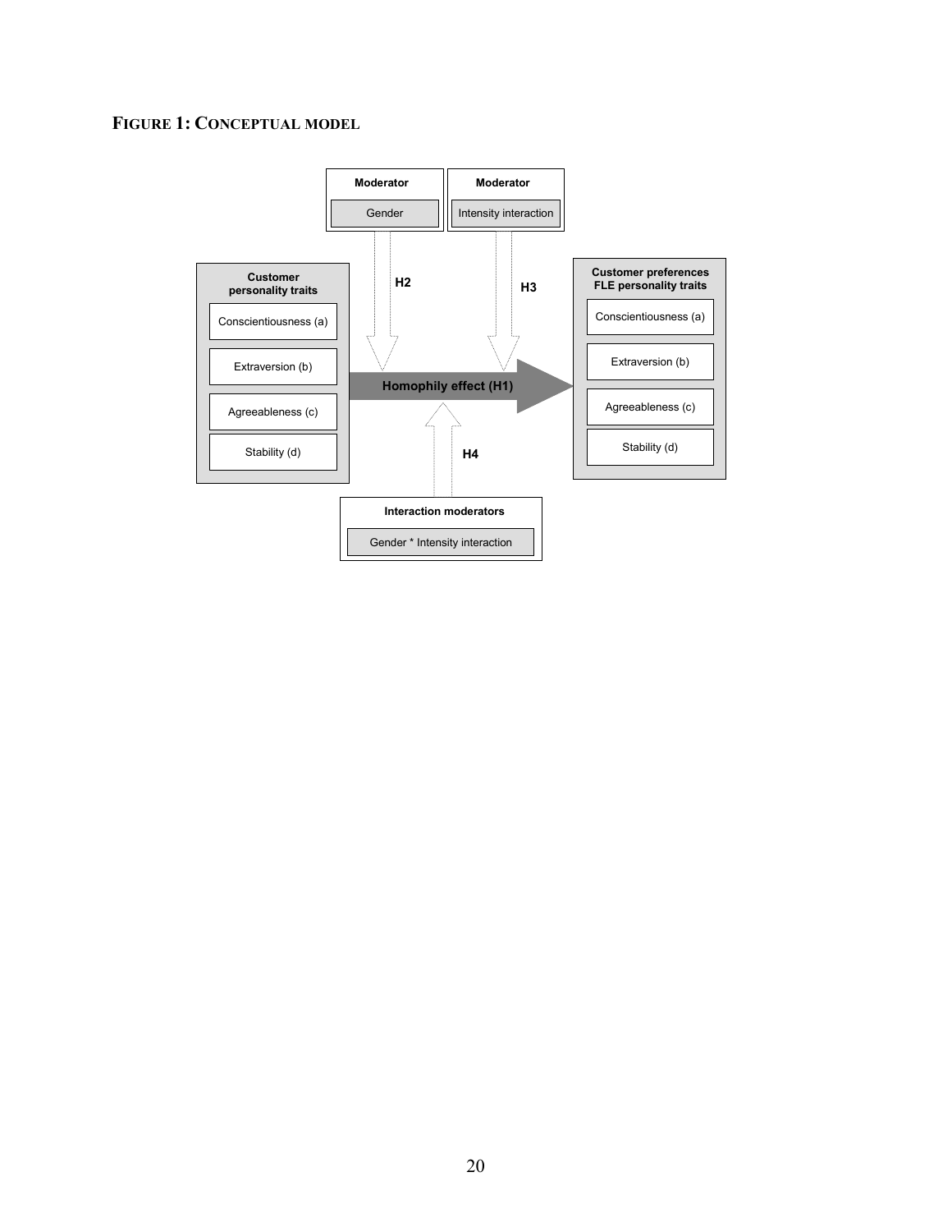**FIGURE 1: CONCEPTUAL MODEL**

Moderator: Gender

Moderator: Intensity interaction

H2

H3

Customer personality traits
- Conscientiousness (a)
- Extraversion (b)
- Agreeableness (c)
- Stability (d)

Homophily effect (H1)

Customer preferences FLE personality traits
- Conscientiousness (a)
- Extraversion (b)
- Agreeableness (c)
- Stability (d)

H4

Interaction moderators: Gender * Intensity interaction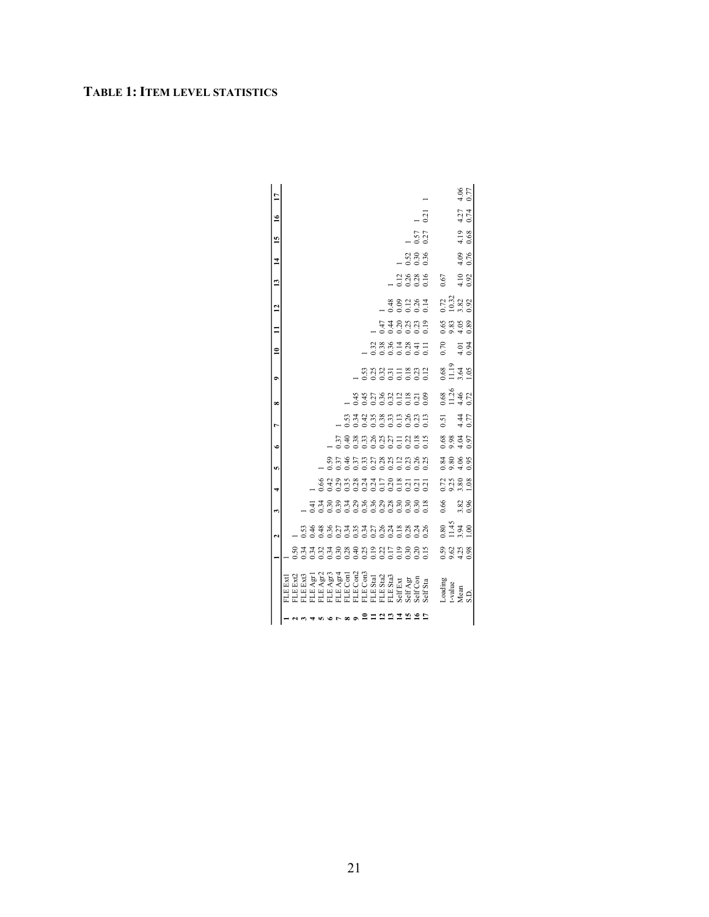## TABLE 1: ITEM LEVEL STATISTICS

| | | 1 | 2 | 3 | 4 | 5 | 6 | 7 | 8 | 9 | 10 | 11 | 12 | 13 | 14 | 15 | 16 | 17 |
|---|---|---|---|---|---|---|---|---|---|---|---|---|---|---|---|---|---|---|
| **1** | FLE Ext1 | 1 | | | | | | | | | | | | | | | | |
| **2** | FLE Ext2 | 0.50 | 1 | | | | | | | | | | | | | | | |
| **3** | FLE Ext3 | 0.34 | 0.53 | 1 | | | | | | | | | | | | | | |
| **4** | FLE Agr1 | 0.34 | 0.46 | 0.41 | 1 | | | | | | | | | | | | | |
| **5** | FLE Agr2 | 0.32 | 0.48 | 0.34 | 0.66 | 1 | | | | | | | | | | | | |
| **6** | FLE Agr3 | 0.34 | 0.36 | 0.30 | 0.42 | 0.59 | 1 | | | | | | | | | | | |
| **7** | FLE Agr4 | 0.30 | 0.27 | 0.39 | 0.29 | 0.37 | 0.37 | 1 | | | | | | | | | | |
| **8** | FLE Con1 | 0.28 | 0.34 | 0.34 | 0.35 | 0.46 | 0.40 | 0.53 | 1 | | | | | | | | | |
| **9** | FLE Con2 | 0.40 | 0.35 | 0.29 | 0.28 | 0.37 | 0.38 | 0.34 | 0.45 | 1 | | | | | | | | |
| **10** | FLE Con3 | 0.25 | 0.34 | 0.36 | 0.24 | 0.33 | 0.33 | 0.42 | 0.45 | 0.53 | 1 | | | | | | | |
| **11** | FLE Sta1 | 0.19 | 0.27 | 0.36 | 0.24 | 0.27 | 0.26 | 0.35 | 0.27 | 0.25 | 0.32 | 1 | | | | | | |
| **12** | FLE Sta2 | 0.22 | 0.26 | 0.29 | 0.17 | 0.28 | 0.25 | 0.38 | 0.36 | 0.32 | 0.38 | 0.47 | 1 | | | | | |
| **13** | FLE Sta3 | 0.17 | 0.24 | 0.28 | 0.20 | 0.25 | 0.27 | 0.33 | 0.32 | 0.31 | 0.36 | 0.44 | 0.48 | 1 | | | | |
| **14** | Self Ext | 0.19 | 0.18 | 0.30 | 0.18 | 0.12 | 0.11 | 0.13 | 0.12 | 0.11 | 0.14 | 0.20 | 0.09 | 0.12 | 1 | | | |
| **15** | Self Agr | 0.30 | 0.28 | 0.30 | 0.21 | 0.23 | 0.22 | 0.26 | 0.18 | 0.18 | 0.28 | 0.25 | 0.12 | 0.26 | 0.52 | 1 | | |
| **16** | Self Con | 0.20 | 0.24 | 0.30 | 0.21 | 0.26 | 0.18 | 0.23 | 0.21 | 0.23 | 0.41 | 0.23 | 0.26 | 0.28 | 0.30 | 0.57 | 1 | |
| **17** | Self Sta | 0.15 | 0.26 | 0.18 | 0.21 | 0.25 | 0.15 | 0.13 | 0.09 | 0.12 | 0.11 | 0.19 | 0.14 | 0.16 | 0.36 | 0.27 | 0.21 | 1 |
| | | | | | | | | | | | | | | | | | | |
| | Loading | 0.59 | 0.80 | 0.66 | 0.72 | 0.84 | 0.68 | 0.51 | 0.68 | 0.68 | 0.70 | 0.65 | 0.72 | 0.67 | | | | |
| | t-value | 9.62 | 11.45 | | 9.25 | 9.80 | 9.98 | | 11.26 | 11.19 | | 9.83 | 10.32 | | | | | |
| | Mean | 4.25 | 3.94 | 3.82 | 3.80 | 4.06 | 4.04 | 4.44 | 4.46 | 3.64 | 4.01 | 4.05 | 3.82 | 4.10 | 4.09 | 4.19 | 4.27 | 4.06 |
| | S.D. | 0.98 | 1.00 | 0.96 | 1.08 | 0.95 | 0.97 | 0.77 | 0.72 | 1.05 | 0.94 | 0.89 | 0.92 | 0.92 | 0.76 | 0.68 | 0.74 | 0.77 |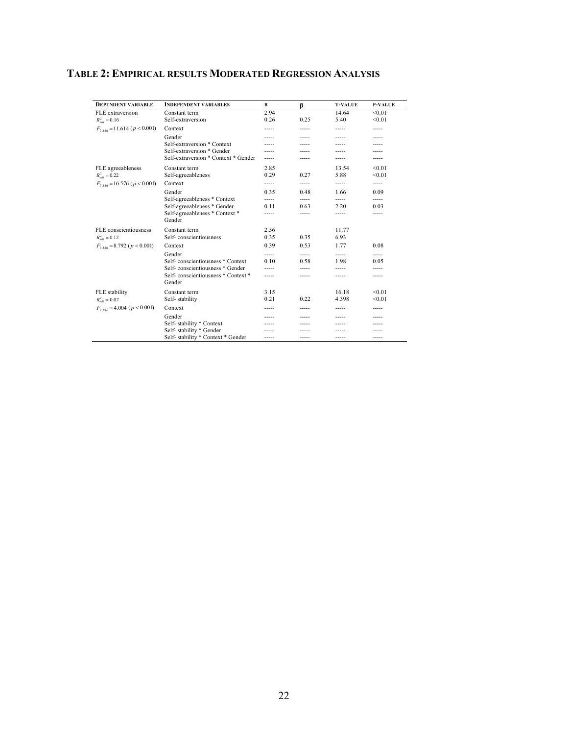# TABLE 2: EMPIRICAL RESULTS MODERATED REGRESSION ANALYSIS

| DEPENDENT VARIABLE | INDEPENDENT VARIABLES | B | β | T-VALUE | P-VALUE |
|---|---|---|---|---|---|
| FLE extraversion | Constant term | 2.94 | | 14.64 | <0.01 |
| $R^2_{adj} = 0.16$ | Self-extraversion | 0.26 | 0.25 | 5.40 | <0.01 |
| $F_{7,386} = 11.614$ ($p < 0.001$) | Context | ----- | ----- | ----- | ----- |
| | Gender | ----- | ----- | ----- | ----- |
| | Self-extraversion * Context | ----- | ----- | ----- | ----- |
| | Self-extraversion * Gender | ----- | ----- | ----- | ----- |
| | Self-extraversion * Context * Gender | ----- | ----- | ----- | ----- |
| FLE agreeableness | Constant term | 2.85 | | 13.54 | <0.01 |
| $R^2_{adj} = 0.22$ | Self-agreeableness | 0.29 | 0.27 | 5.88 | <0.01 |
| $F_{7,386} = 16.576$ ($p < 0.001$) | Context | ----- | ----- | ----- | ----- |
| | Gender | 0.35 | 0.48 | 1.66 | 0.09 |
| | Self-agreeableness * Context | ----- | ----- | ----- | ----- |
| | Self-agreeableness * Gender | 0.11 | 0.63 | 2.20 | 0.03 |
| | Self-agreeableness * Context * Gender | ----- | ----- | ----- | ----- |
| FLE conscientiousness | Constant term | 2.56 | | 11.77 | |
| $R^2_{adj} = 0.12$ | Self- conscientiousness | 0.35 | 0.35 | 6.93 | |
| $F_{7,386} = 8.792$ ($p < 0.001$) | Context | 0.39 | 0.53 | 1.77 | 0.08 |
| | Gender | ----- | ----- | ----- | ----- |
| | Self- conscientiousness * Context | 0.10 | 0.58 | 1.98 | 0.05 |
| | Self- conscientiousness * Gender | ----- | ----- | ----- | ----- |
| | Self- conscientiousness * Context * Gender | ----- | ----- | ----- | ----- |
| FLE stability | Constant term | 3.15 | | 16.18 | <0.01 |
| $R^2_{adj} = 0.07$ | Self- stability | 0.21 | 0.22 | 4.398 | <0.01 |
| $F_{7,386} = 4.004$ ($p < 0.001$) | Context | ----- | ----- | ----- | ----- |
| | Gender | ----- | ----- | ----- | ----- |
| | Self- stability * Context | ----- | ----- | ----- | ----- |
| | Self- stability * Gender | ----- | ----- | ----- | ----- |
| | Self- stability * Context * Gender | ----- | ----- | ----- | ----- |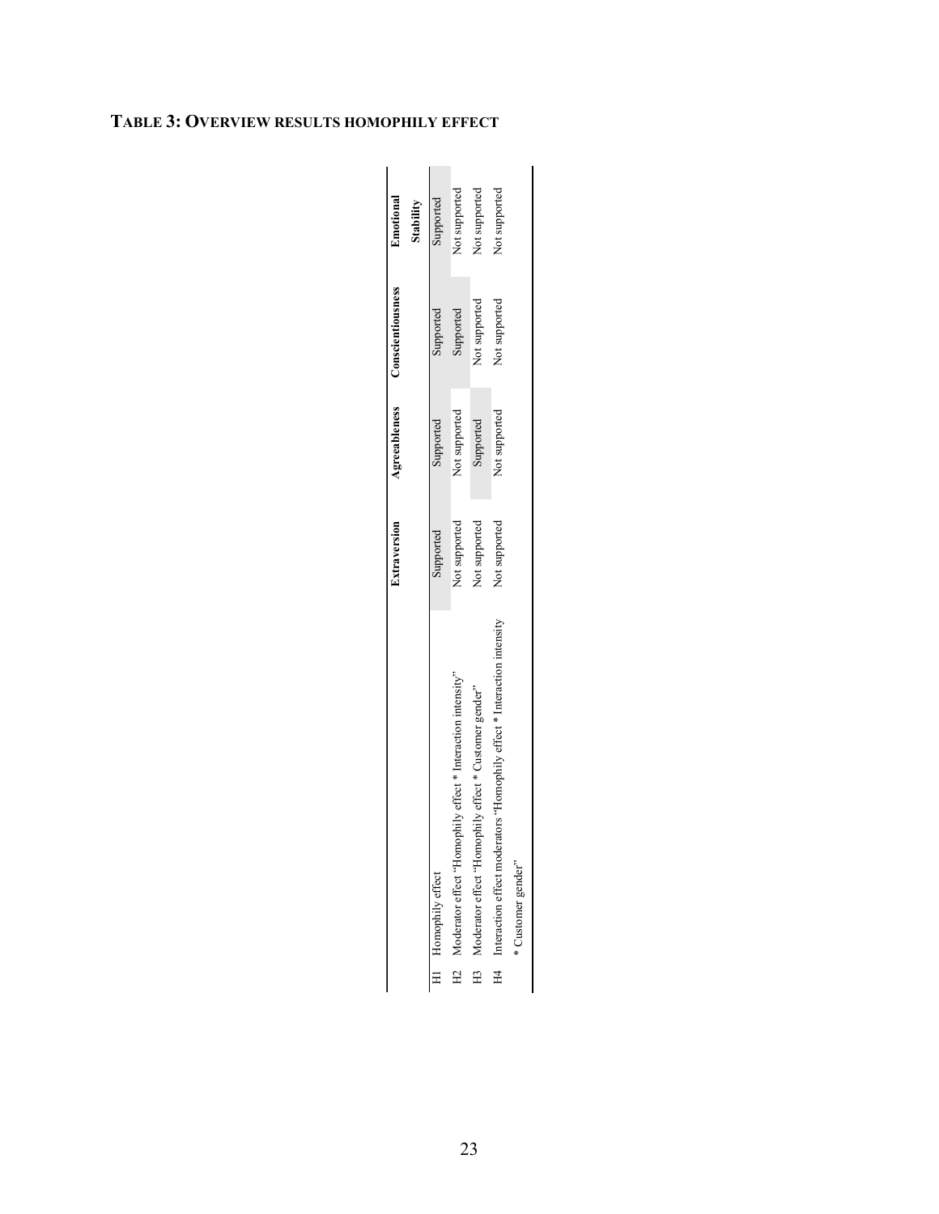**TABLE 3: OVERVIEW RESULTS HOMOPHILY EFFECT**

| | | Extraversion | Agreeableness | Conscientiousness | Emotional Stability |
|---|---|---|---|---|---|
| H1 | Homophily effect | Supported | Supported | Supported | Supported |
| H2 | Moderator effect "Homophily effect * Interaction intensity" | Not supported | Not supported | Supported | Not supported |
| H3 | Moderator effect "Homophily effect * Customer gender" | Not supported | Supported | Not supported | Not supported |
| H4 | Interaction effect moderators "Homophily effect * Interaction intensity * Customer gender" | Not supported | Not supported | Not supported | Not supported |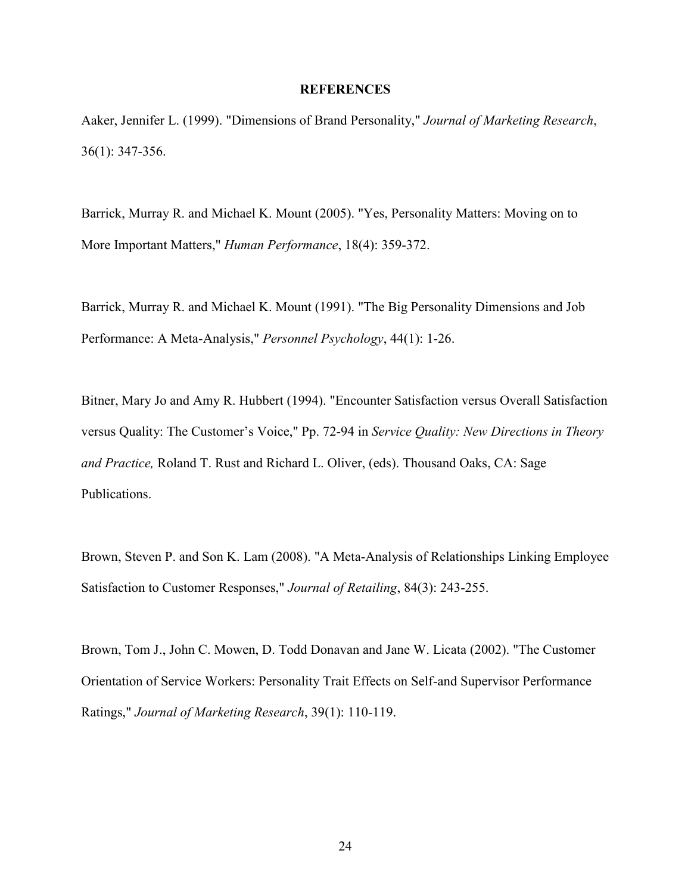## REFERENCES

Aaker, Jennifer L. (1999). "Dimensions of Brand Personality," *Journal of Marketing Research*, 36(1): 347-356.

Barrick, Murray R. and Michael K. Mount (2005). "Yes, Personality Matters: Moving on to More Important Matters," *Human Performance*, 18(4): 359-372.

Barrick, Murray R. and Michael K. Mount (1991). "The Big Personality Dimensions and Job Performance: A Meta-Analysis," *Personnel Psychology*, 44(1): 1-26.

Bitner, Mary Jo and Amy R. Hubbert (1994). "Encounter Satisfaction versus Overall Satisfaction versus Quality: The Customer's Voice," Pp. 72-94 in *Service Quality: New Directions in Theory and Practice,* Roland T. Rust and Richard L. Oliver, (eds). Thousand Oaks, CA: Sage Publications.

Brown, Steven P. and Son K. Lam (2008). "A Meta-Analysis of Relationships Linking Employee Satisfaction to Customer Responses," *Journal of Retailing*, 84(3): 243-255.

Brown, Tom J., John C. Mowen, D. Todd Donavan and Jane W. Licata (2002). "The Customer Orientation of Service Workers: Personality Trait Effects on Self-and Supervisor Performance Ratings," *Journal of Marketing Research*, 39(1): 110-119.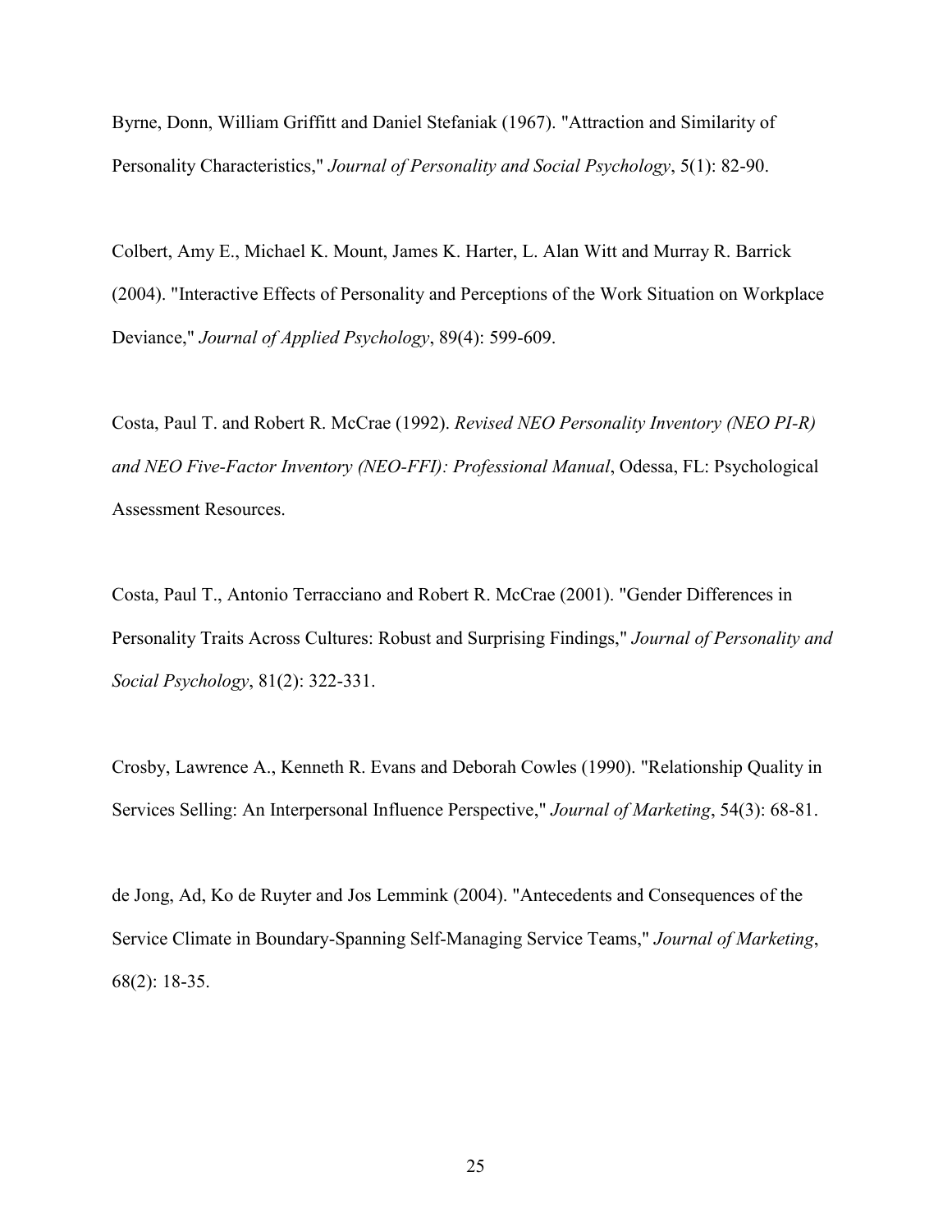Byrne, Donn, William Griffitt and Daniel Stefaniak (1967). "Attraction and Similarity of Personality Characteristics," *Journal of Personality and Social Psychology*, 5(1): 82-90.

Colbert, Amy E., Michael K. Mount, James K. Harter, L. Alan Witt and Murray R. Barrick (2004). "Interactive Effects of Personality and Perceptions of the Work Situation on Workplace Deviance," *Journal of Applied Psychology*, 89(4): 599-609.

Costa, Paul T. and Robert R. McCrae (1992). *Revised NEO Personality Inventory (NEO PI-R) and NEO Five-Factor Inventory (NEO-FFI): Professional Manual*, Odessa, FL: Psychological Assessment Resources.

Costa, Paul T., Antonio Terracciano and Robert R. McCrae (2001). "Gender Differences in Personality Traits Across Cultures: Robust and Surprising Findings," *Journal of Personality and Social Psychology*, 81(2): 322-331.

Crosby, Lawrence A., Kenneth R. Evans and Deborah Cowles (1990). "Relationship Quality in Services Selling: An Interpersonal Influence Perspective," *Journal of Marketing*, 54(3): 68-81.

de Jong, Ad, Ko de Ruyter and Jos Lemmink (2004). "Antecedents and Consequences of the Service Climate in Boundary-Spanning Self-Managing Service Teams," *Journal of Marketing*, 68(2): 18-35.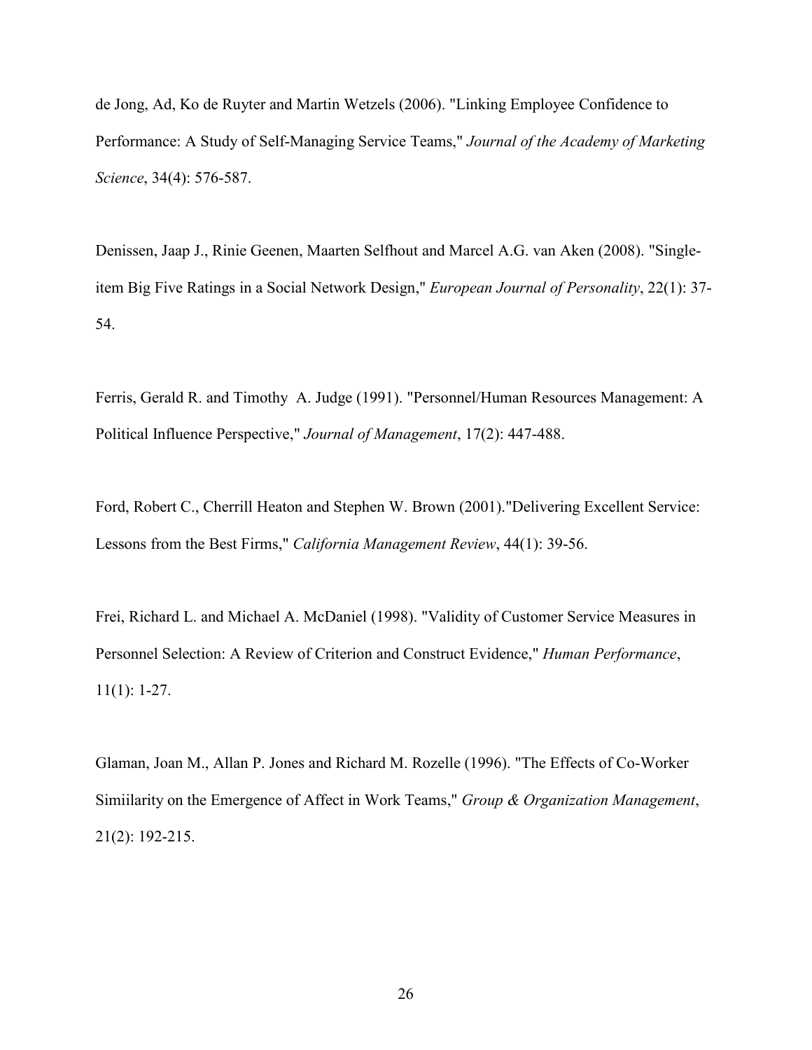de Jong, Ad, Ko de Ruyter and Martin Wetzels (2006). "Linking Employee Confidence to Performance: A Study of Self-Managing Service Teams," *Journal of the Academy of Marketing Science*, 34(4): 576-587.

Denissen, Jaap J., Rinie Geenen, Maarten Selfhout and Marcel A.G. van Aken (2008). "Single-item Big Five Ratings in a Social Network Design," *European Journal of Personality*, 22(1): 37-54.

Ferris, Gerald R. and Timothy A. Judge (1991). "Personnel/Human Resources Management: A Political Influence Perspective," *Journal of Management*, 17(2): 447-488.

Ford, Robert C., Cherrill Heaton and Stephen W. Brown (2001)."Delivering Excellent Service: Lessons from the Best Firms," *California Management Review*, 44(1): 39-56.

Frei, Richard L. and Michael A. McDaniel (1998). "Validity of Customer Service Measures in Personnel Selection: A Review of Criterion and Construct Evidence," *Human Performance*, 11(1): 1-27.

Glaman, Joan M., Allan P. Jones and Richard M. Rozelle (1996). "The Effects of Co-Worker Simiilarity on the Emergence of Affect in Work Teams," *Group & Organization Management*, 21(2): 192-215.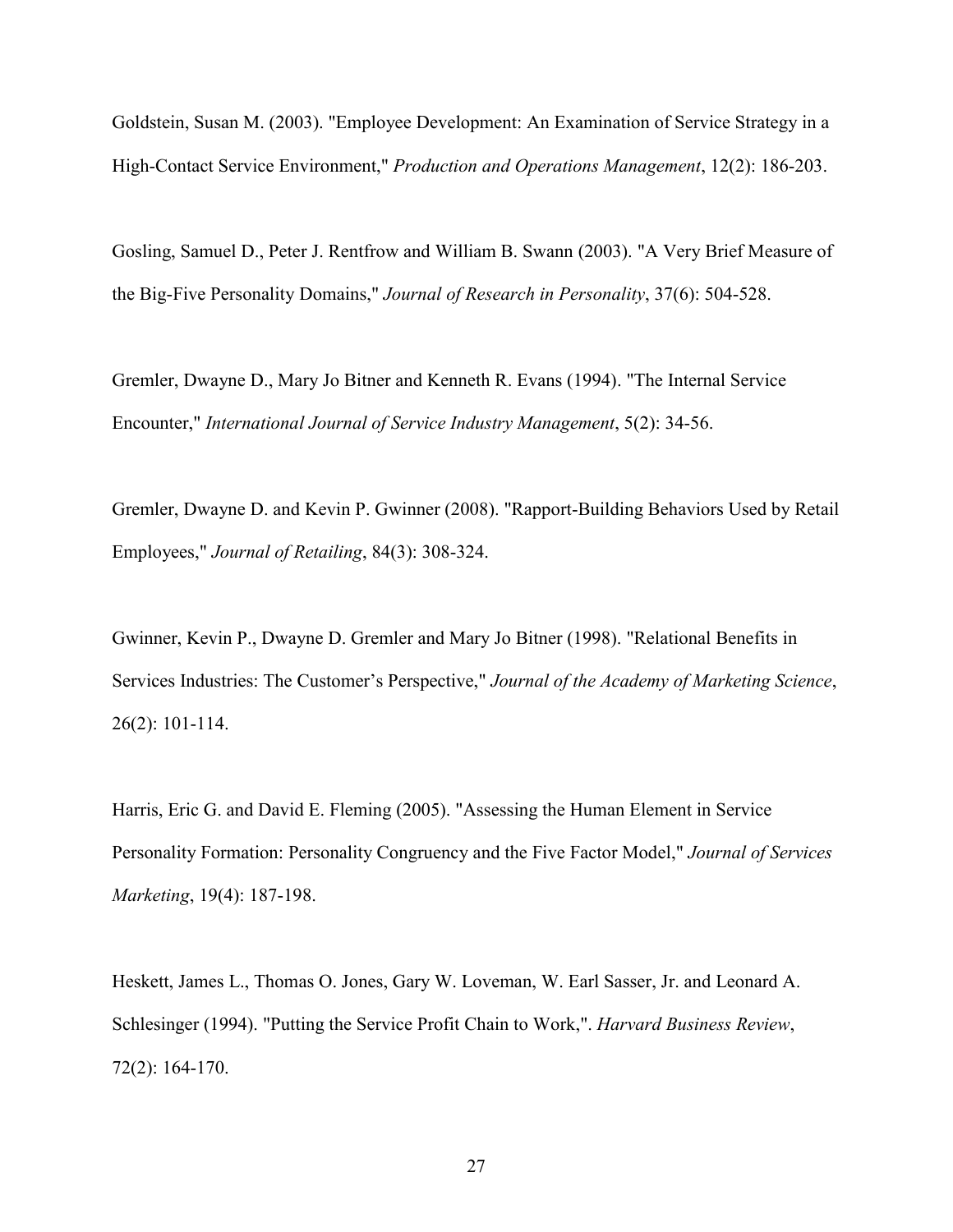Goldstein, Susan M. (2003). "Employee Development: An Examination of Service Strategy in a High-Contact Service Environment," *Production and Operations Management*, 12(2): 186-203.

Gosling, Samuel D., Peter J. Rentfrow and William B. Swann (2003). "A Very Brief Measure of the Big-Five Personality Domains," *Journal of Research in Personality*, 37(6): 504-528.

Gremler, Dwayne D., Mary Jo Bitner and Kenneth R. Evans (1994). "The Internal Service Encounter," *International Journal of Service Industry Management*, 5(2): 34-56.

Gremler, Dwayne D. and Kevin P. Gwinner (2008). "Rapport-Building Behaviors Used by Retail Employees," *Journal of Retailing*, 84(3): 308-324.

Gwinner, Kevin P., Dwayne D. Gremler and Mary Jo Bitner (1998). "Relational Benefits in Services Industries: The Customer's Perspective," *Journal of the Academy of Marketing Science*, 26(2): 101-114.

Harris, Eric G. and David E. Fleming (2005). "Assessing the Human Element in Service Personality Formation: Personality Congruency and the Five Factor Model," *Journal of Services Marketing*, 19(4): 187-198.

Heskett, James L., Thomas O. Jones, Gary W. Loveman, W. Earl Sasser, Jr. and Leonard A. Schlesinger (1994). "Putting the Service Profit Chain to Work,". *Harvard Business Review*, 72(2): 164-170.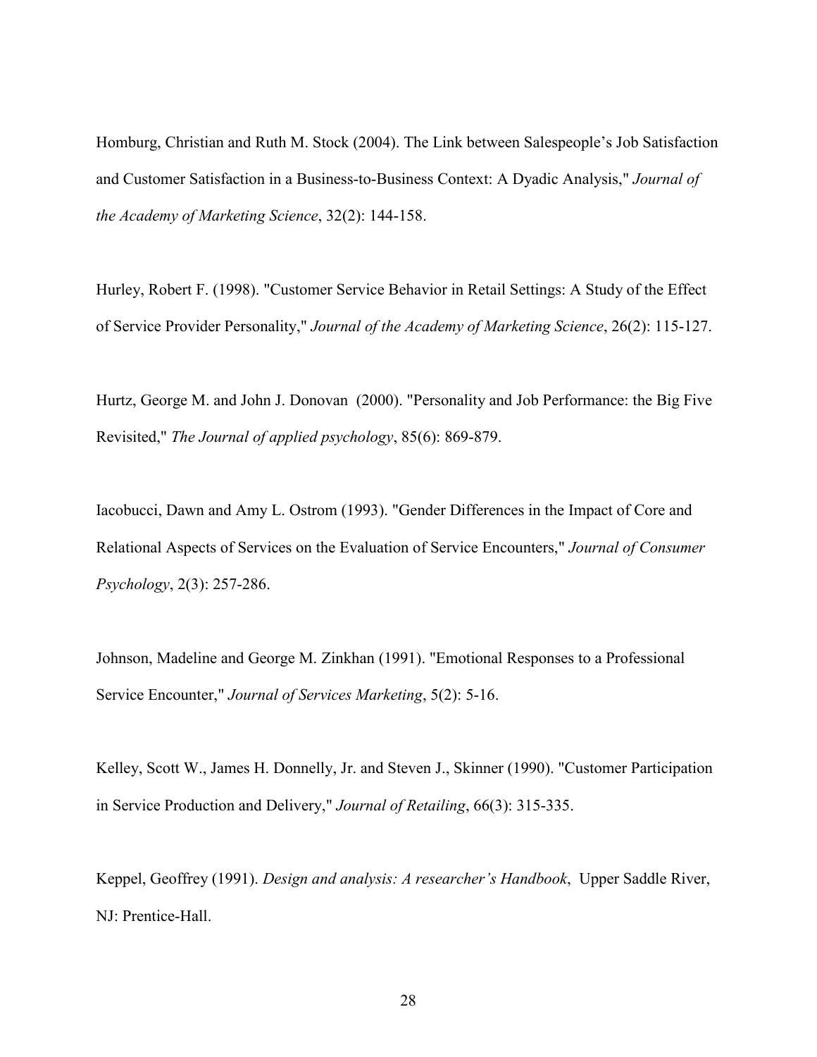Homburg, Christian and Ruth M. Stock (2004). The Link between Salespeople's Job Satisfaction and Customer Satisfaction in a Business-to-Business Context: A Dyadic Analysis," *Journal of the Academy of Marketing Science*, 32(2): 144-158.

Hurley, Robert F. (1998). "Customer Service Behavior in Retail Settings: A Study of the Effect of Service Provider Personality," *Journal of the Academy of Marketing Science*, 26(2): 115-127.

Hurtz, George M. and John J. Donovan (2000). "Personality and Job Performance: the Big Five Revisited," *The Journal of applied psychology*, 85(6): 869-879.

Iacobucci, Dawn and Amy L. Ostrom (1993). "Gender Differences in the Impact of Core and Relational Aspects of Services on the Evaluation of Service Encounters," *Journal of Consumer Psychology*, 2(3): 257-286.

Johnson, Madeline and George M. Zinkhan (1991). "Emotional Responses to a Professional Service Encounter," *Journal of Services Marketing*, 5(2): 5-16.

Kelley, Scott W., James H. Donnelly, Jr. and Steven J., Skinner (1990). "Customer Participation in Service Production and Delivery," *Journal of Retailing*, 66(3): 315-335.

Keppel, Geoffrey (1991). *Design and analysis: A researcher's Handbook*, Upper Saddle River, NJ: Prentice-Hall.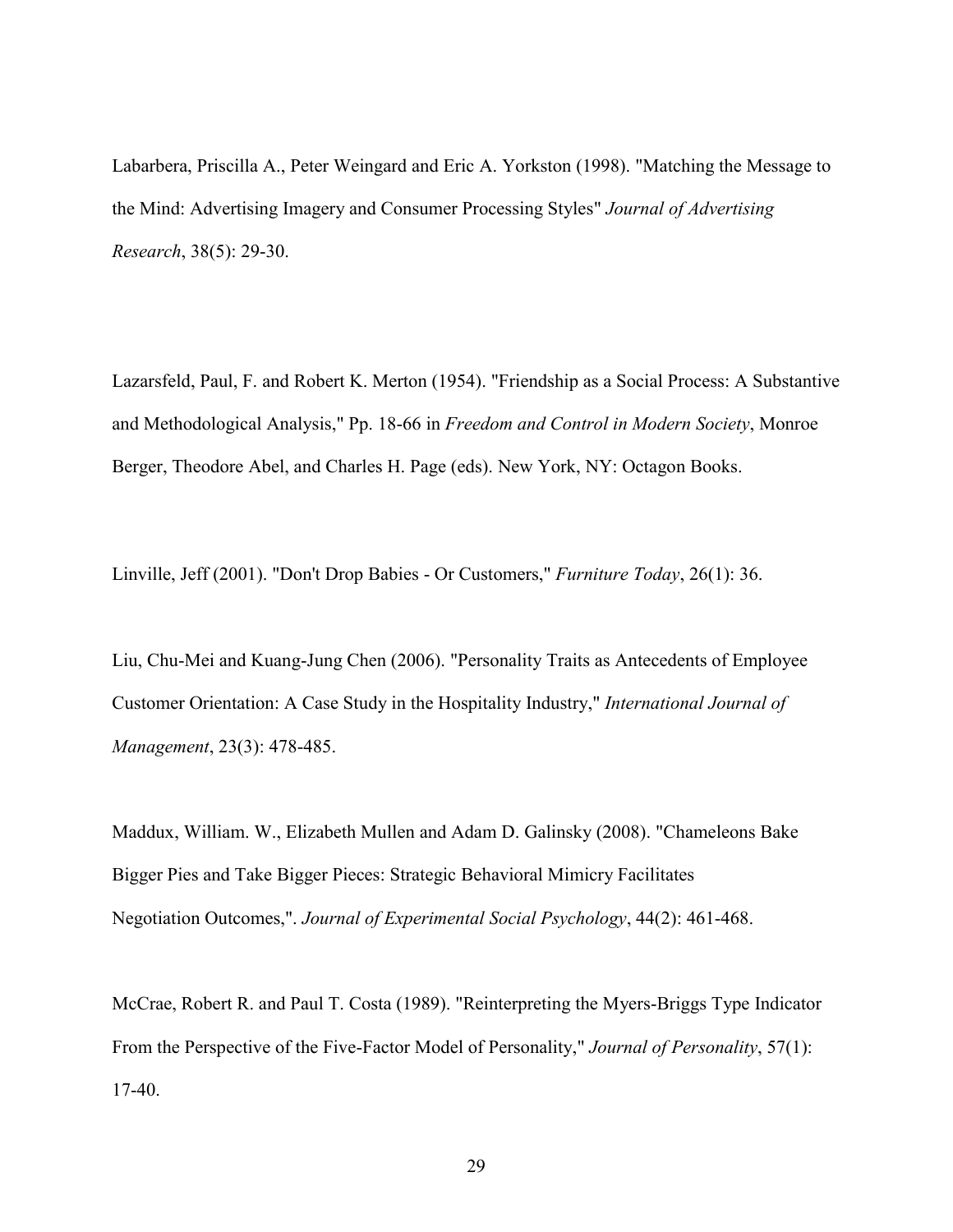Labarbera, Priscilla A., Peter Weingard and Eric A. Yorkston (1998). "Matching the Message to the Mind: Advertising Imagery and Consumer Processing Styles" *Journal of Advertising Research*, 38(5): 29-30.

Lazarsfeld, Paul, F. and Robert K. Merton (1954). "Friendship as a Social Process: A Substantive and Methodological Analysis," Pp. 18-66 in *Freedom and Control in Modern Society*, Monroe Berger, Theodore Abel, and Charles H. Page (eds). New York, NY: Octagon Books.

Linville, Jeff (2001). "Don't Drop Babies - Or Customers," *Furniture Today*, 26(1): 36.

Liu, Chu-Mei and Kuang-Jung Chen (2006). "Personality Traits as Antecedents of Employee Customer Orientation: A Case Study in the Hospitality Industry," *International Journal of Management*, 23(3): 478-485.

Maddux, William. W., Elizabeth Mullen and Adam D. Galinsky (2008). "Chameleons Bake Bigger Pies and Take Bigger Pieces: Strategic Behavioral Mimicry Facilitates Negotiation Outcomes,". *Journal of Experimental Social Psychology*, 44(2): 461-468.

McCrae, Robert R. and Paul T. Costa (1989). "Reinterpreting the Myers-Briggs Type Indicator From the Perspective of the Five-Factor Model of Personality," *Journal of Personality*, 57(1): 17-40.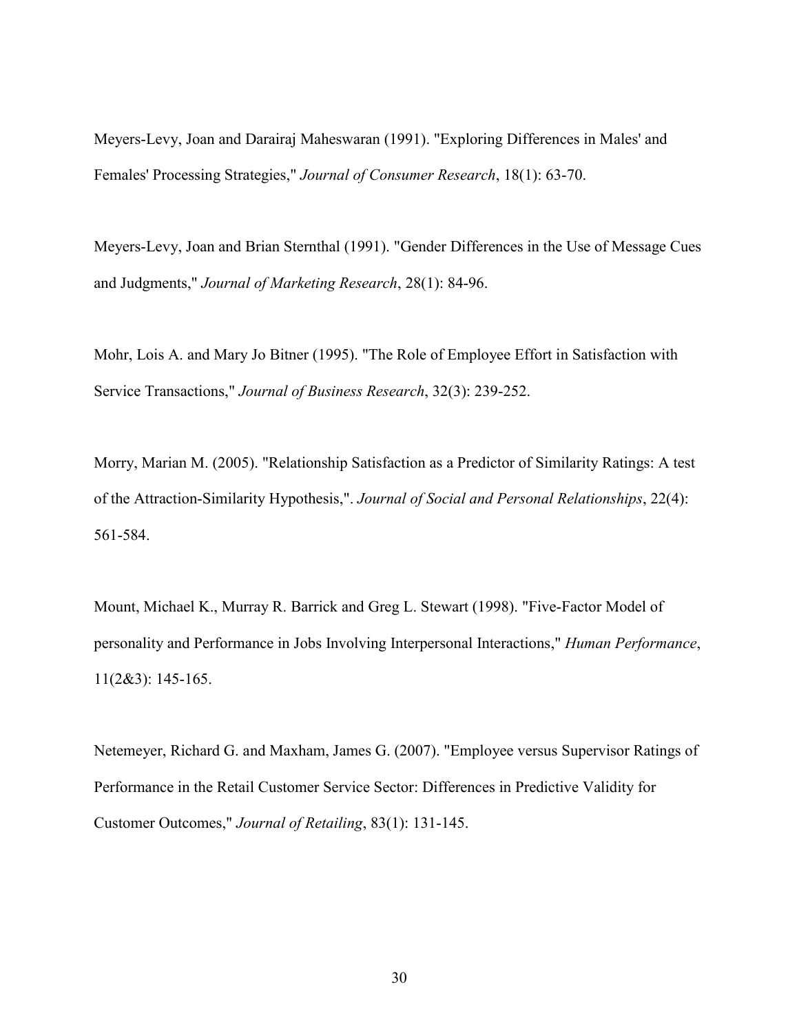Meyers-Levy, Joan and Darairaj Maheswaran (1991). "Exploring Differences in Males' and Females' Processing Strategies," *Journal of Consumer Research*, 18(1): 63-70.

Meyers-Levy, Joan and Brian Sternthal (1991). "Gender Differences in the Use of Message Cues and Judgments," *Journal of Marketing Research*, 28(1): 84-96.

Mohr, Lois A. and Mary Jo Bitner (1995). "The Role of Employee Effort in Satisfaction with Service Transactions," *Journal of Business Research*, 32(3): 239-252.

Morry, Marian M. (2005). "Relationship Satisfaction as a Predictor of Similarity Ratings: A test of the Attraction-Similarity Hypothesis,". *Journal of Social and Personal Relationships*, 22(4): 561-584.

Mount, Michael K., Murray R. Barrick and Greg L. Stewart (1998). "Five-Factor Model of personality and Performance in Jobs Involving Interpersonal Interactions," *Human Performance*, 11(2&3): 145-165.

Netemeyer, Richard G. and Maxham, James G. (2007). "Employee versus Supervisor Ratings of Performance in the Retail Customer Service Sector: Differences in Predictive Validity for Customer Outcomes," *Journal of Retailing*, 83(1): 131-145.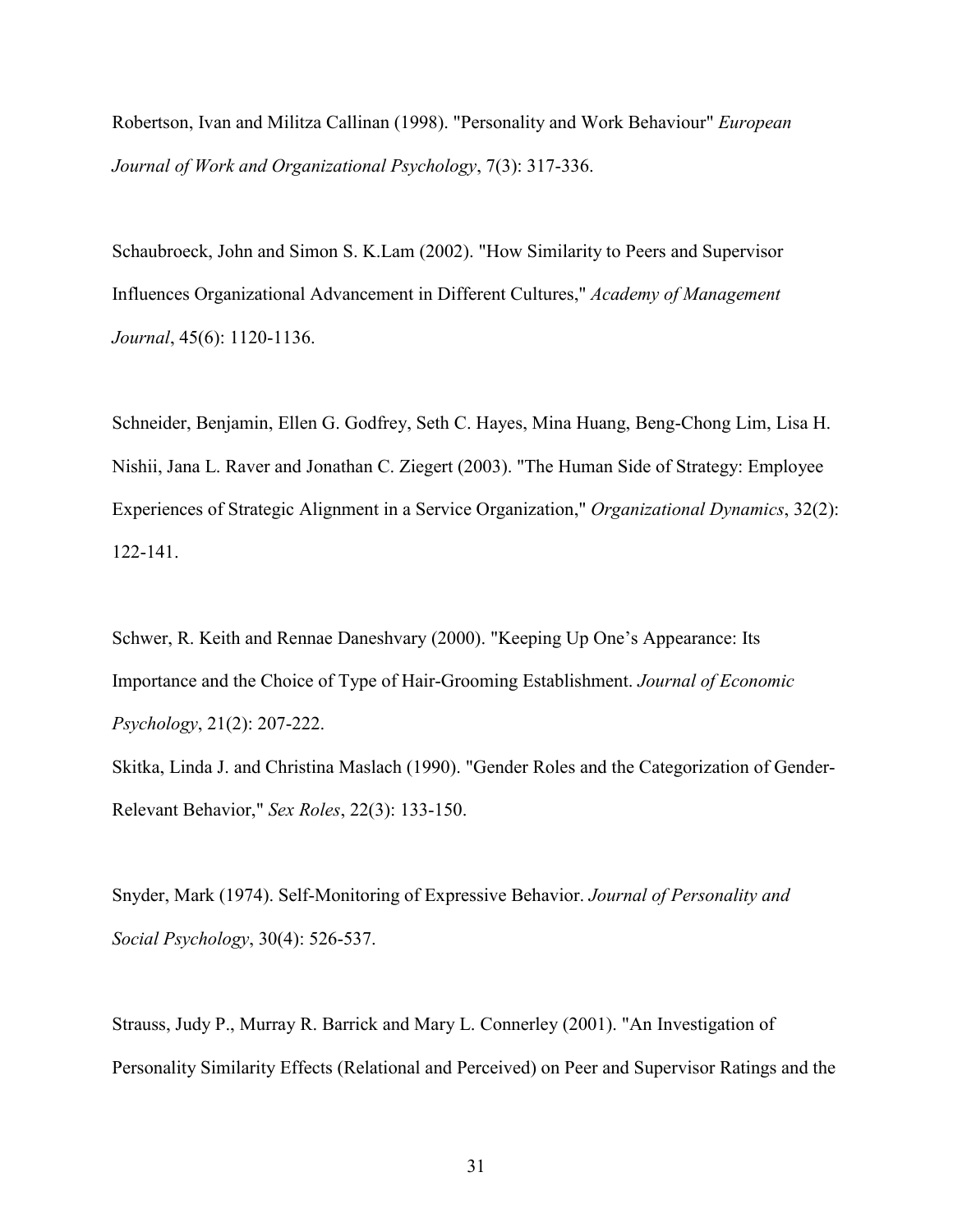Robertson, Ivan and Militza Callinan (1998). "Personality and Work Behaviour" *European Journal of Work and Organizational Psychology*, 7(3): 317-336.

Schaubroeck, John and Simon S. K.Lam (2002). "How Similarity to Peers and Supervisor Influences Organizational Advancement in Different Cultures," *Academy of Management Journal*, 45(6): 1120-1136.

Schneider, Benjamin, Ellen G. Godfrey, Seth C. Hayes, Mina Huang, Beng-Chong Lim, Lisa H. Nishii, Jana L. Raver and Jonathan C. Ziegert (2003). "The Human Side of Strategy: Employee Experiences of Strategic Alignment in a Service Organization," *Organizational Dynamics*, 32(2): 122-141.

Schwer, R. Keith and Rennae Daneshvary (2000). "Keeping Up One's Appearance: Its Importance and the Choice of Type of Hair-Grooming Establishment. *Journal of Economic Psychology*, 21(2): 207-222.

Skitka, Linda J. and Christina Maslach (1990). "Gender Roles and the Categorization of Gender-Relevant Behavior," *Sex Roles*, 22(3): 133-150.

Snyder, Mark (1974). Self-Monitoring of Expressive Behavior. *Journal of Personality and Social Psychology*, 30(4): 526-537.

Strauss, Judy P., Murray R. Barrick and Mary L. Connerley (2001). "An Investigation of Personality Similarity Effects (Relational and Perceived) on Peer and Supervisor Ratings and the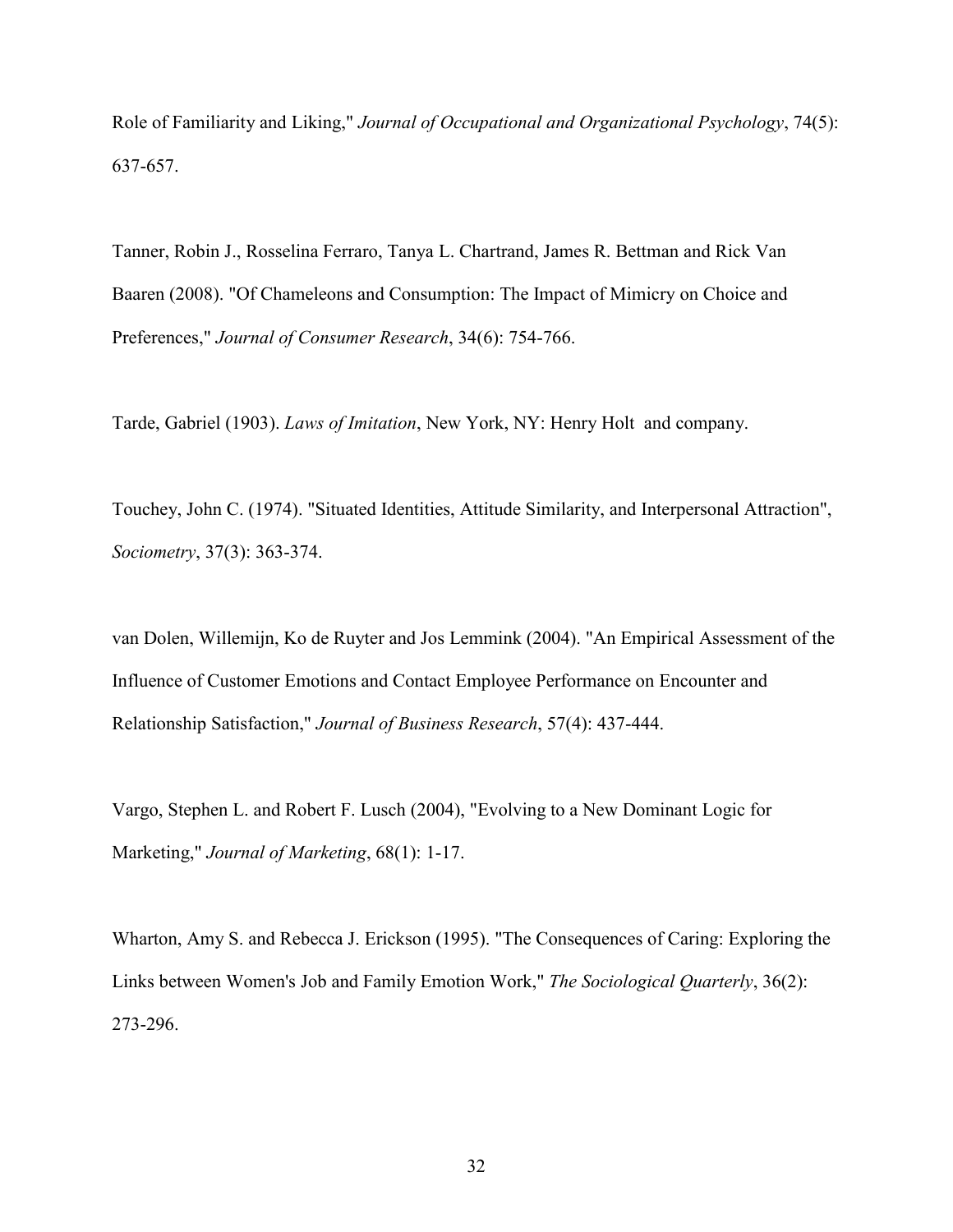Role of Familiarity and Liking," *Journal of Occupational and Organizational Psychology*, 74(5): 637-657.

Tanner, Robin J., Rosselina Ferraro, Tanya L. Chartrand, James R. Bettman and Rick Van Baaren (2008). "Of Chameleons and Consumption: The Impact of Mimicry on Choice and Preferences," *Journal of Consumer Research*, 34(6): 754-766.

Tarde, Gabriel (1903). *Laws of Imitation*, New York, NY: Henry Holt  and company.

Touchey, John C. (1974). "Situated Identities, Attitude Similarity, and Interpersonal Attraction", *Sociometry*, 37(3): 363-374.

van Dolen, Willemijn, Ko de Ruyter and Jos Lemmink (2004). "An Empirical Assessment of the Influence of Customer Emotions and Contact Employee Performance on Encounter and Relationship Satisfaction," *Journal of Business Research*, 57(4): 437-444.

Vargo, Stephen L. and Robert F. Lusch (2004), "Evolving to a New Dominant Logic for Marketing," *Journal of Marketing*, 68(1): 1-17.

Wharton, Amy S. and Rebecca J. Erickson (1995). "The Consequences of Caring: Exploring the Links between Women's Job and Family Emotion Work," *The Sociological Quarterly*, 36(2): 273-296.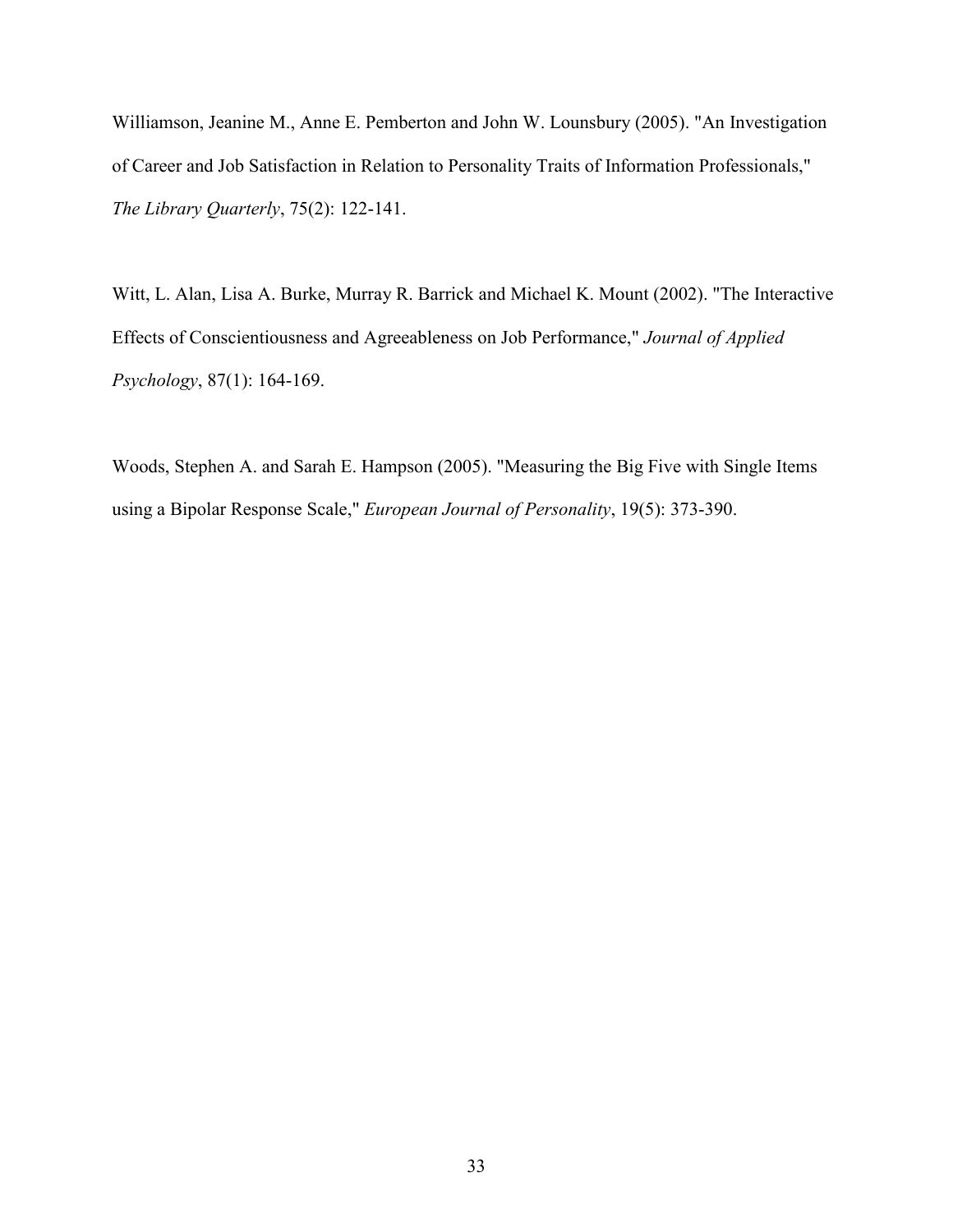Williamson, Jeanine M., Anne E. Pemberton and John W. Lounsbury (2005). "An Investigation of Career and Job Satisfaction in Relation to Personality Traits of Information Professionals," *The Library Quarterly*, 75(2): 122-141.

Witt, L. Alan, Lisa A. Burke, Murray R. Barrick and Michael K. Mount (2002). "The Interactive Effects of Conscientiousness and Agreeableness on Job Performance," *Journal of Applied Psychology*, 87(1): 164-169.

Woods, Stephen A. and Sarah E. Hampson (2005). "Measuring the Big Five with Single Items using a Bipolar Response Scale," *European Journal of Personality*, 19(5): 373-390.